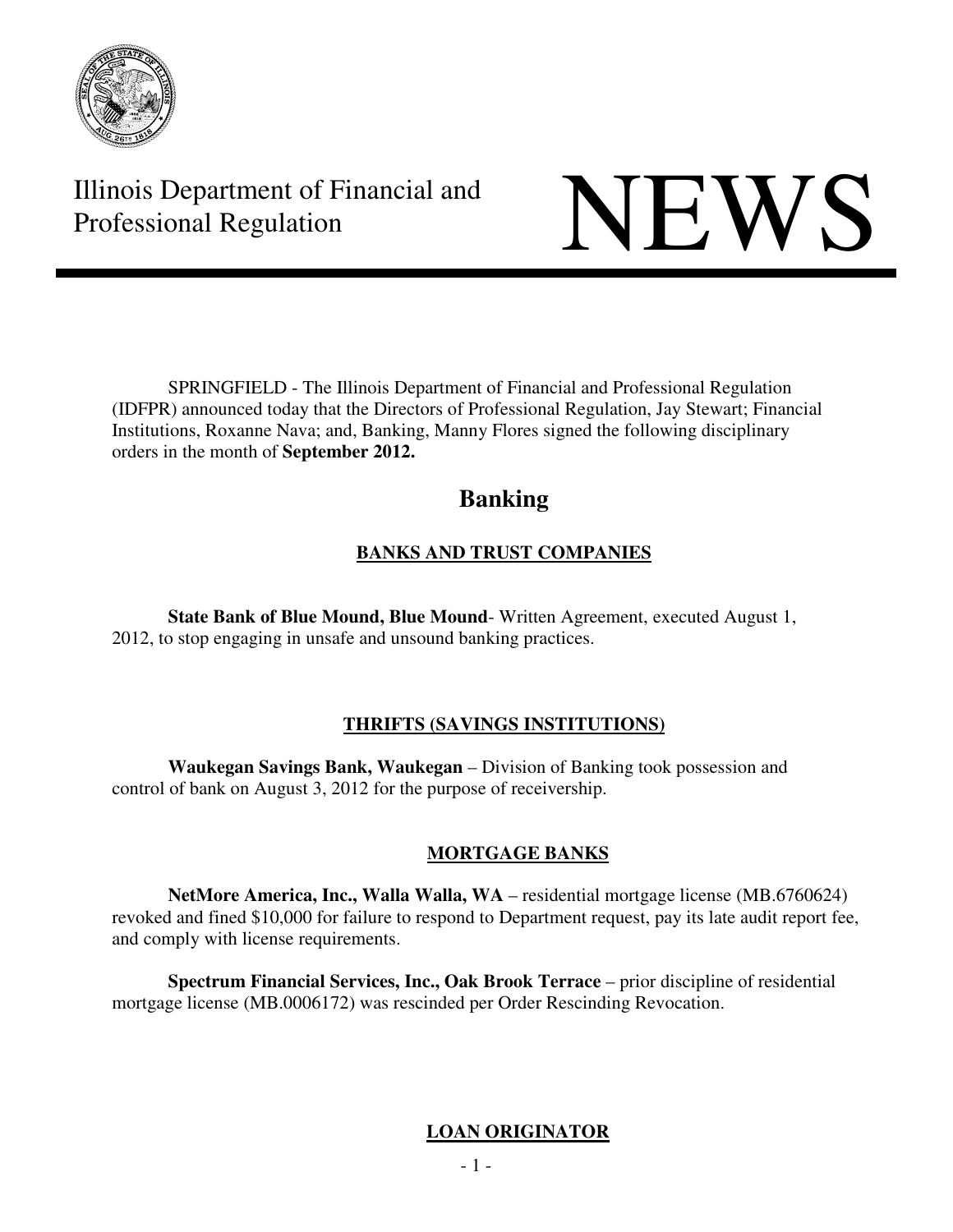Illinois Department of Financial and Professional Regulation

# NEWS

SPRINGFIELD - The Illinois Department of Financial and Professional Regulation (IDFPR) announced today that the Directors of Professional Regulation, Jay Stewart; Financial Institutions, Roxanne Nava; and, Banking, Manny Flores signed the following disciplinary orders in the month of **September 2012.**

## Banking

### BANKS AND TRUST COMPANIES

**State Bank of Blue Mound, Blue Mound**- Written Agreement, executed August 1, 2012, to stop engaging in unsafe and unsound banking practices.

### THRIFTS (SAVINGS INSTITUTIONS)

**Waukegan Savings Bank, Waukegan** – Division of Banking took possession and control of bank on August 3, 2012 for the purpose of receivership.

### MORTGAGE BANKS

**NetMore America, Inc., Walla Walla, WA** – residential mortgage license (MB.6760624) revoked and fined $10,000 for failure to respond to Department request, pay its late audit report fee, and comply with license requirements.

**Spectrum Financial Services, Inc., Oak Brook Terrace** – prior discipline of residential mortgage license (MB.0006172) was rescinded per Order Rescinding Revocation.

### LOAN ORIGINATOR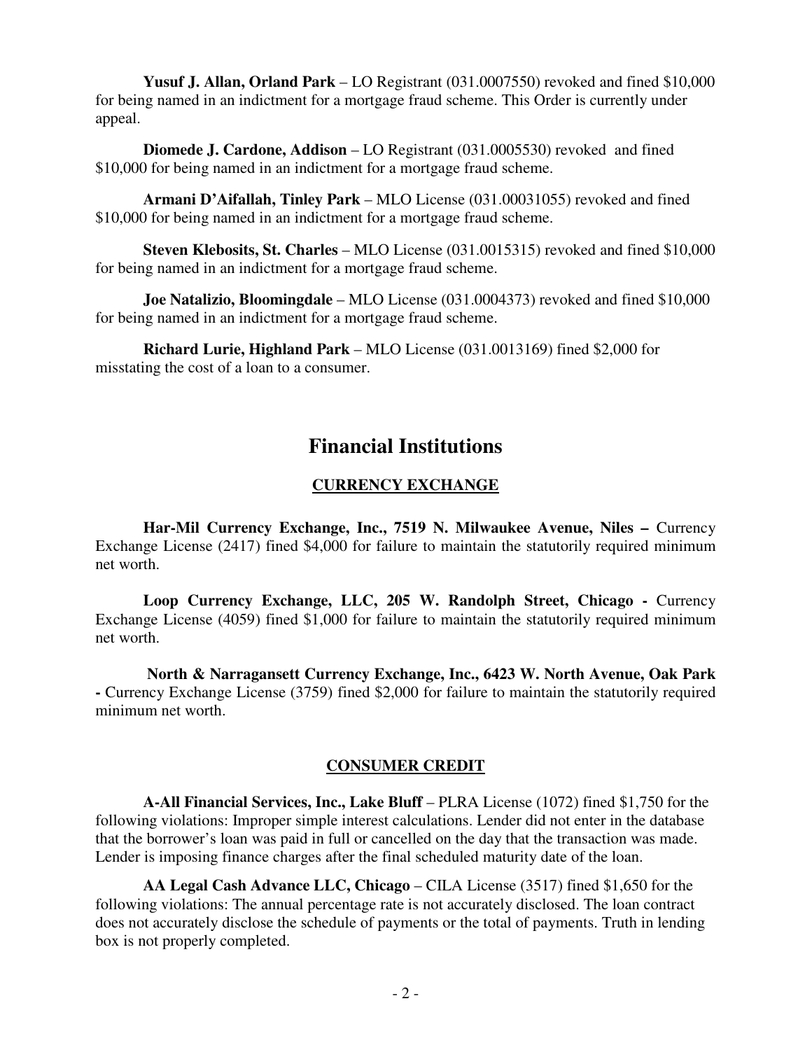**Yusuf J. Allan, Orland Park** – LO Registrant (031.0007550) revoked and fined $10,000 for being named in an indictment for a mortgage fraud scheme. This Order is currently under appeal.

**Diomede J. Cardone, Addison** – LO Registrant (031.0005530) revoked and fined $10,000 for being named in an indictment for a mortgage fraud scheme.

**Armani D'Aifallah, Tinley Park** – MLO License (031.00031055) revoked and fined $10,000 for being named in an indictment for a mortgage fraud scheme.

**Steven Klebosits, St. Charles** – MLO License (031.0015315) revoked and fined $10,000 for being named in an indictment for a mortgage fraud scheme.

**Joe Natalizio, Bloomingdale** – MLO License (031.0004373) revoked and fined $10,000 for being named in an indictment for a mortgage fraud scheme.

**Richard Lurie, Highland Park** – MLO License (031.0013169) fined $2,000 for misstating the cost of a loan to a consumer.

# Financial Institutions

## CURRENCY EXCHANGE

**Har-Mil Currency Exchange, Inc., 7519 N. Milwaukee Avenue, Niles –** Currency Exchange License (2417) fined $4,000 for failure to maintain the statutorily required minimum net worth.

**Loop Currency Exchange, LLC, 205 W. Randolph Street, Chicago -** Currency Exchange License (4059) fined $1,000 for failure to maintain the statutorily required minimum net worth.

**North & Narragansett Currency Exchange, Inc., 6423 W. North Avenue, Oak Park -** Currency Exchange License (3759) fined $2,000 for failure to maintain the statutorily required minimum net worth.

## CONSUMER CREDIT

**A-All Financial Services, Inc., Lake Bluff** – PLRA License (1072) fined $1,750 for the following violations: Improper simple interest calculations. Lender did not enter in the database that the borrower's loan was paid in full or cancelled on the day that the transaction was made. Lender is imposing finance charges after the final scheduled maturity date of the loan.

**AA Legal Cash Advance LLC, Chicago** – CILA License (3517) fined $1,650 for the following violations: The annual percentage rate is not accurately disclosed. The loan contract does not accurately disclose the schedule of payments or the total of payments. Truth in lending box is not properly completed.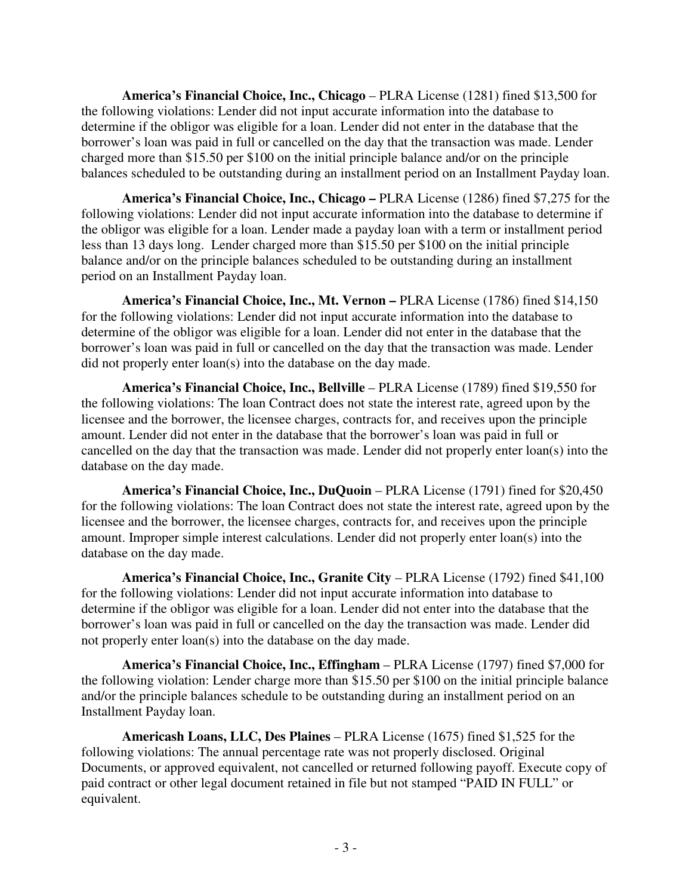**America's Financial Choice, Inc., Chicago** – PLRA License (1281) fined $13,500 for the following violations: Lender did not input accurate information into the database to determine if the obligor was eligible for a loan. Lender did not enter in the database that the borrower's loan was paid in full or cancelled on the day that the transaction was made. Lender charged more than $15.50 per $100 on the initial principle balance and/or on the principle balances scheduled to be outstanding during an installment period on an Installment Payday loan.

**America's Financial Choice, Inc., Chicago –** PLRA License (1286) fined $7,275 for the following violations: Lender did not input accurate information into the database to determine if the obligor was eligible for a loan. Lender made a payday loan with a term or installment period less than 13 days long. Lender charged more than $15.50 per $100 on the initial principle balance and/or on the principle balances scheduled to be outstanding during an installment period on an Installment Payday loan.

**America's Financial Choice, Inc., Mt. Vernon –** PLRA License (1786) fined $14,150 for the following violations: Lender did not input accurate information into the database to determine of the obligor was eligible for a loan. Lender did not enter in the database that the borrower's loan was paid in full or cancelled on the day that the transaction was made. Lender did not properly enter loan(s) into the database on the day made.

**America's Financial Choice, Inc., Bellville** – PLRA License (1789) fined $19,550 for the following violations: The loan Contract does not state the interest rate, agreed upon by the licensee and the borrower, the licensee charges, contracts for, and receives upon the principle amount. Lender did not enter in the database that the borrower's loan was paid in full or cancelled on the day that the transaction was made. Lender did not properly enter loan(s) into the database on the day made.

**America's Financial Choice, Inc., DuQuoin** – PLRA License (1791) fined for $20,450 for the following violations: The loan Contract does not state the interest rate, agreed upon by the licensee and the borrower, the licensee charges, contracts for, and receives upon the principle amount. Improper simple interest calculations. Lender did not properly enter loan(s) into the database on the day made.

**America's Financial Choice, Inc., Granite City** – PLRA License (1792) fined $41,100 for the following violations: Lender did not input accurate information into database to determine if the obligor was eligible for a loan. Lender did not enter into the database that the borrower's loan was paid in full or cancelled on the day the transaction was made. Lender did not properly enter loan(s) into the database on the day made.

**America's Financial Choice, Inc., Effingham** – PLRA License (1797) fined $7,000 for the following violation: Lender charge more than $15.50 per $100 on the initial principle balance and/or the principle balances schedule to be outstanding during an installment period on an Installment Payday loan.

**Americash Loans, LLC, Des Plaines** – PLRA License (1675) fined $1,525 for the following violations: The annual percentage rate was not properly disclosed. Original Documents, or approved equivalent, not cancelled or returned following payoff. Execute copy of paid contract or other legal document retained in file but not stamped "PAID IN FULL" or equivalent.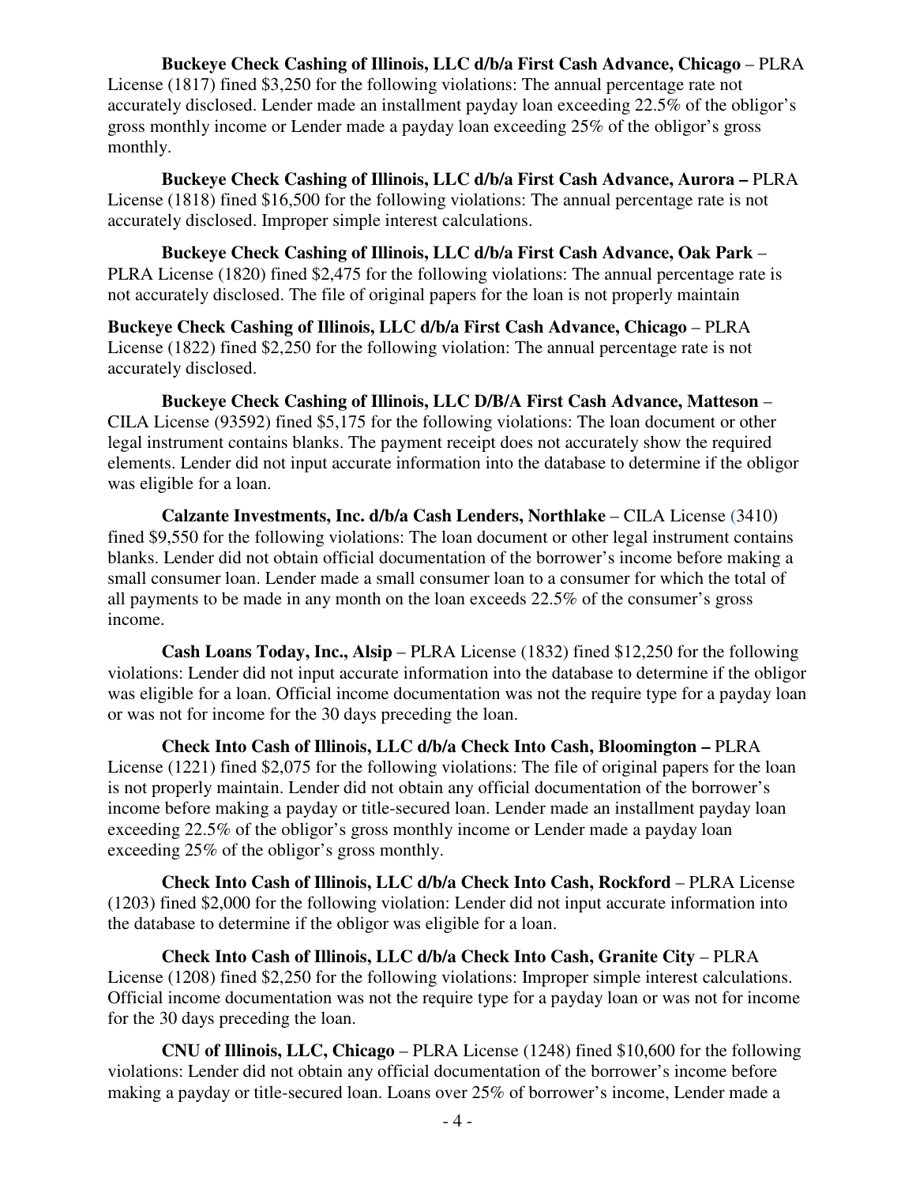**Buckeye Check Cashing of Illinois, LLC d/b/a First Cash Advance, Chicago** – PLRA License (1817) fined $3,250 for the following violations: The annual percentage rate not accurately disclosed. Lender made an installment payday loan exceeding 22.5% of the obligor's gross monthly income or Lender made a payday loan exceeding 25% of the obligor's gross monthly.

**Buckeye Check Cashing of Illinois, LLC d/b/a First Cash Advance, Aurora –** PLRA License (1818) fined $16,500 for the following violations: The annual percentage rate is not accurately disclosed. Improper simple interest calculations.

**Buckeye Check Cashing of Illinois, LLC d/b/a First Cash Advance, Oak Park** – PLRA License (1820) fined $2,475 for the following violations: The annual percentage rate is not accurately disclosed. The file of original papers for the loan is not properly maintain

**Buckeye Check Cashing of Illinois, LLC d/b/a First Cash Advance, Chicago** – PLRA License (1822) fined $2,250 for the following violation: The annual percentage rate is not accurately disclosed.

**Buckeye Check Cashing of Illinois, LLC D/B/A First Cash Advance, Matteson** – CILA License (93592) fined $5,175 for the following violations: The loan document or other legal instrument contains blanks. The payment receipt does not accurately show the required elements. Lender did not input accurate information into the database to determine if the obligor was eligible for a loan.

**Calzante Investments, Inc. d/b/a Cash Lenders, Northlake** – CILA License (3410) fined $9,550 for the following violations: The loan document or other legal instrument contains blanks. Lender did not obtain official documentation of the borrower's income before making a small consumer loan. Lender made a small consumer loan to a consumer for which the total of all payments to be made in any month on the loan exceeds 22.5% of the consumer's gross income.

**Cash Loans Today, Inc., Alsip** – PLRA License (1832) fined $12,250 for the following violations: Lender did not input accurate information into the database to determine if the obligor was eligible for a loan. Official income documentation was not the require type for a payday loan or was not for income for the 30 days preceding the loan.

**Check Into Cash of Illinois, LLC d/b/a Check Into Cash, Bloomington –** PLRA License (1221) fined $2,075 for the following violations: The file of original papers for the loan is not properly maintain. Lender did not obtain any official documentation of the borrower's income before making a payday or title-secured loan. Lender made an installment payday loan exceeding 22.5% of the obligor's gross monthly income or Lender made a payday loan exceeding 25% of the obligor's gross monthly.

**Check Into Cash of Illinois, LLC d/b/a Check Into Cash, Rockford** – PLRA License (1203) fined $2,000 for the following violation: Lender did not input accurate information into the database to determine if the obligor was eligible for a loan.

**Check Into Cash of Illinois, LLC d/b/a Check Into Cash, Granite City** – PLRA License (1208) fined $2,250 for the following violations: Improper simple interest calculations. Official income documentation was not the require type for a payday loan or was not for income for the 30 days preceding the loan.

**CNU of Illinois, LLC, Chicago** – PLRA License (1248) fined $10,600 for the following violations: Lender did not obtain any official documentation of the borrower's income before making a payday or title-secured loan. Loans over 25% of borrower's income, Lender made a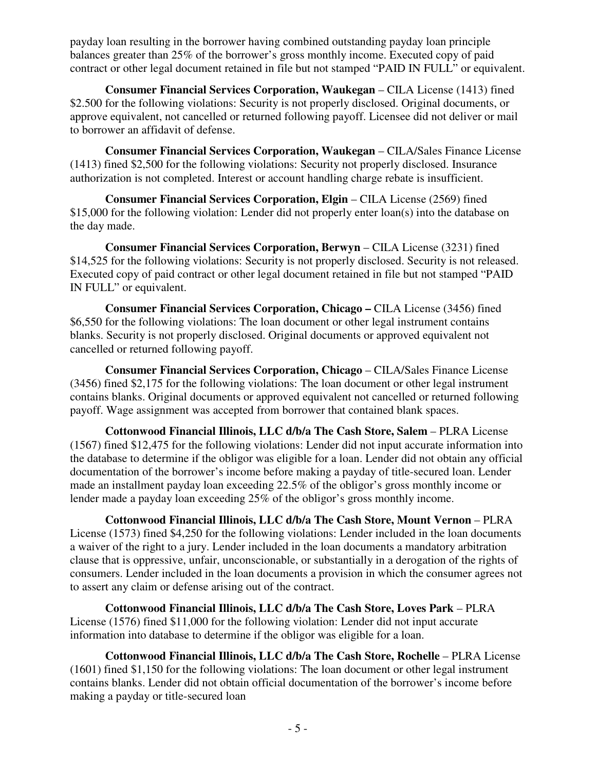payday loan resulting in the borrower having combined outstanding payday loan principle balances greater than 25% of the borrower's gross monthly income. Executed copy of paid contract or other legal document retained in file but not stamped "PAID IN FULL" or equivalent.

**Consumer Financial Services Corporation, Waukegan** – CILA License (1413) fined $2.500 for the following violations: Security is not properly disclosed. Original documents, or approve equivalent, not cancelled or returned following payoff. Licensee did not deliver or mail to borrower an affidavit of defense.

**Consumer Financial Services Corporation, Waukegan** – CILA/Sales Finance License (1413) fined $2,500 for the following violations: Security not properly disclosed. Insurance authorization is not completed. Interest or account handling charge rebate is insufficient.

**Consumer Financial Services Corporation, Elgin** – CILA License (2569) fined $15,000 for the following violation: Lender did not properly enter loan(s) into the database on the day made.

**Consumer Financial Services Corporation, Berwyn** – CILA License (3231) fined $14,525 for the following violations: Security is not properly disclosed. Security is not released. Executed copy of paid contract or other legal document retained in file but not stamped "PAID IN FULL" or equivalent.

**Consumer Financial Services Corporation, Chicago –** CILA License (3456) fined $6,550 for the following violations: The loan document or other legal instrument contains blanks. Security is not properly disclosed. Original documents or approved equivalent not cancelled or returned following payoff.

**Consumer Financial Services Corporation, Chicago** – CILA/Sales Finance License (3456) fined $2,175 for the following violations: The loan document or other legal instrument contains blanks. Original documents or approved equivalent not cancelled or returned following payoff. Wage assignment was accepted from borrower that contained blank spaces.

**Cottonwood Financial Illinois, LLC d/b/a The Cash Store, Salem** – PLRA License (1567) fined $12,475 for the following violations: Lender did not input accurate information into the database to determine if the obligor was eligible for a loan. Lender did not obtain any official documentation of the borrower's income before making a payday of title-secured loan. Lender made an installment payday loan exceeding 22.5% of the obligor's gross monthly income or lender made a payday loan exceeding 25% of the obligor's gross monthly income.

**Cottonwood Financial Illinois, LLC d/b/a The Cash Store, Mount Vernon** – PLRA License (1573) fined $4,250 for the following violations: Lender included in the loan documents a waiver of the right to a jury. Lender included in the loan documents a mandatory arbitration clause that is oppressive, unfair, unconscionable, or substantially in a derogation of the rights of consumers. Lender included in the loan documents a provision in which the consumer agrees not to assert any claim or defense arising out of the contract.

**Cottonwood Financial Illinois, LLC d/b/a The Cash Store, Loves Park** – PLRA License (1576) fined $11,000 for the following violation: Lender did not input accurate information into database to determine if the obligor was eligible for a loan.

**Cottonwood Financial Illinois, LLC d/b/a The Cash Store, Rochelle** – PLRA License (1601) fined $1,150 for the following violations: The loan document or other legal instrument contains blanks. Lender did not obtain official documentation of the borrower's income before making a payday or title-secured loan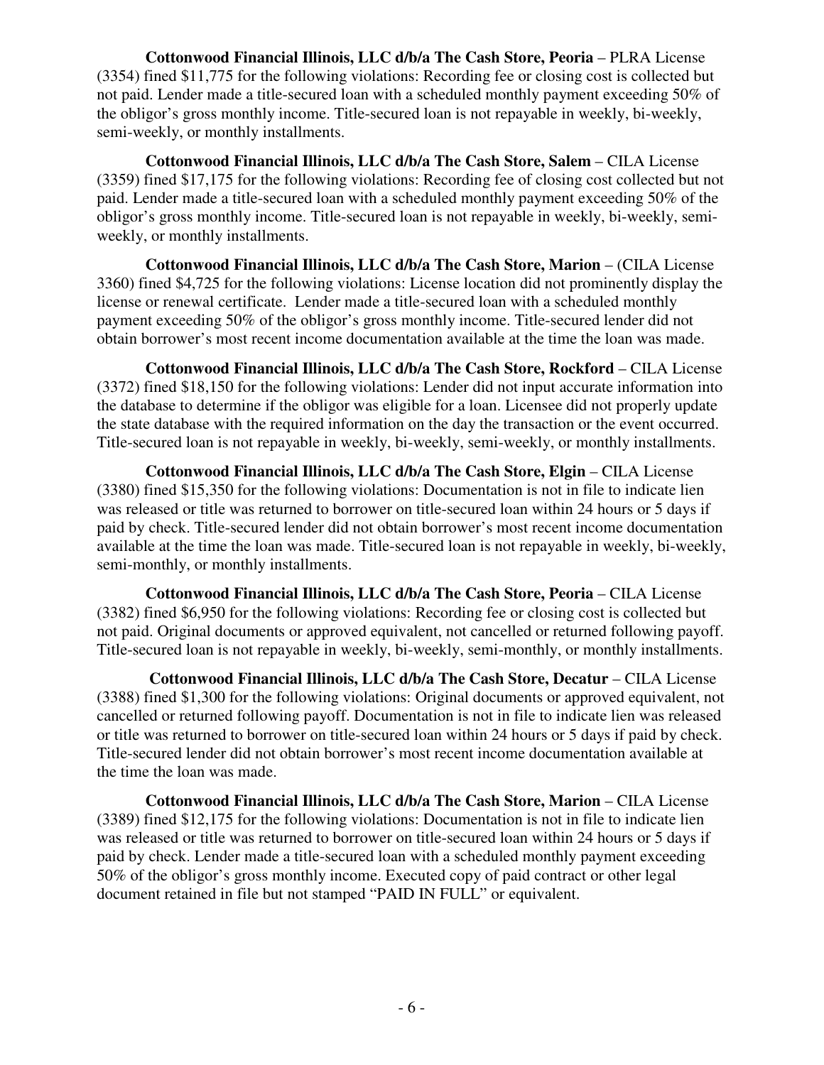**Cottonwood Financial Illinois, LLC d/b/a The Cash Store, Peoria** – PLRA License (3354) fined $11,775 for the following violations: Recording fee or closing cost is collected but not paid. Lender made a title-secured loan with a scheduled monthly payment exceeding 50% of the obligor's gross monthly income. Title-secured loan is not repayable in weekly, bi-weekly, semi-weekly, or monthly installments.

**Cottonwood Financial Illinois, LLC d/b/a The Cash Store, Salem** – CILA License (3359) fined $17,175 for the following violations: Recording fee of closing cost collected but not paid. Lender made a title-secured loan with a scheduled monthly payment exceeding 50% of the obligor's gross monthly income. Title-secured loan is not repayable in weekly, bi-weekly, semi-weekly, or monthly installments.

**Cottonwood Financial Illinois, LLC d/b/a The Cash Store, Marion** – (CILA License 3360) fined $4,725 for the following violations: License location did not prominently display the license or renewal certificate. Lender made a title-secured loan with a scheduled monthly payment exceeding 50% of the obligor's gross monthly income. Title-secured lender did not obtain borrower's most recent income documentation available at the time the loan was made.

**Cottonwood Financial Illinois, LLC d/b/a The Cash Store, Rockford** – CILA License (3372) fined $18,150 for the following violations: Lender did not input accurate information into the database to determine if the obligor was eligible for a loan. Licensee did not properly update the state database with the required information on the day the transaction or the event occurred. Title-secured loan is not repayable in weekly, bi-weekly, semi-weekly, or monthly installments.

**Cottonwood Financial Illinois, LLC d/b/a The Cash Store, Elgin** – CILA License (3380) fined $15,350 for the following violations: Documentation is not in file to indicate lien was released or title was returned to borrower on title-secured loan within 24 hours or 5 days if paid by check. Title-secured lender did not obtain borrower's most recent income documentation available at the time the loan was made. Title-secured loan is not repayable in weekly, bi-weekly, semi-monthly, or monthly installments.

**Cottonwood Financial Illinois, LLC d/b/a The Cash Store, Peoria** – CILA License (3382) fined $6,950 for the following violations: Recording fee or closing cost is collected but not paid. Original documents or approved equivalent, not cancelled or returned following payoff. Title-secured loan is not repayable in weekly, bi-weekly, semi-monthly, or monthly installments.

**Cottonwood Financial Illinois, LLC d/b/a The Cash Store, Decatur** – CILA License (3388) fined $1,300 for the following violations: Original documents or approved equivalent, not cancelled or returned following payoff. Documentation is not in file to indicate lien was released or title was returned to borrower on title-secured loan within 24 hours or 5 days if paid by check. Title-secured lender did not obtain borrower's most recent income documentation available at the time the loan was made.

**Cottonwood Financial Illinois, LLC d/b/a The Cash Store, Marion** – CILA License (3389) fined $12,175 for the following violations: Documentation is not in file to indicate lien was released or title was returned to borrower on title-secured loan within 24 hours or 5 days if paid by check. Lender made a title-secured loan with a scheduled monthly payment exceeding 50% of the obligor's gross monthly income. Executed copy of paid contract or other legal document retained in file but not stamped "PAID IN FULL" or equivalent.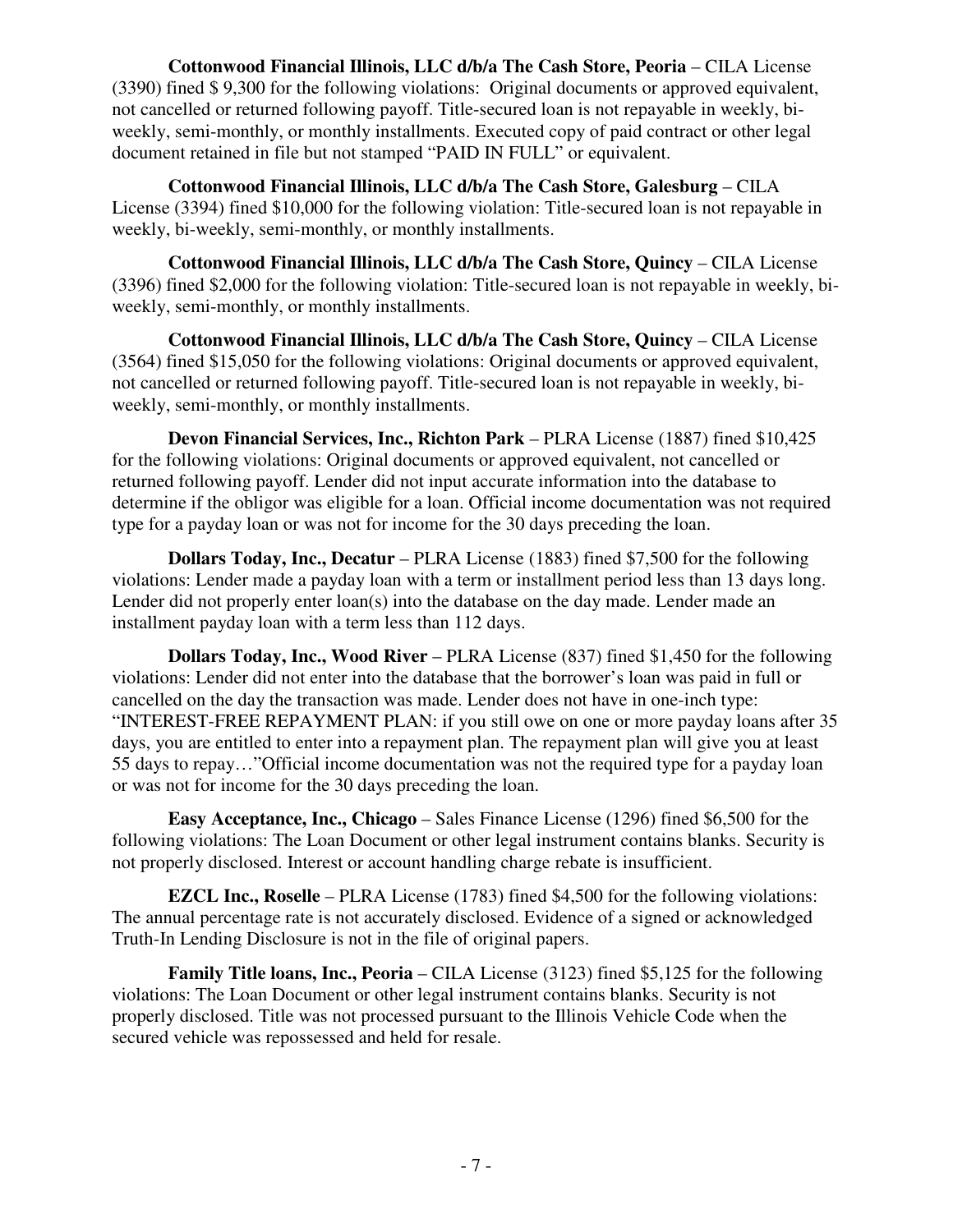**Cottonwood Financial Illinois, LLC d/b/a The Cash Store, Peoria** – CILA License (3390) fined $ 9,300 for the following violations: Original documents or approved equivalent, not cancelled or returned following payoff. Title-secured loan is not repayable in weekly, bi-weekly, semi-monthly, or monthly installments. Executed copy of paid contract or other legal document retained in file but not stamped "PAID IN FULL" or equivalent.

**Cottonwood Financial Illinois, LLC d/b/a The Cash Store, Galesburg** – CILA License (3394) fined $10,000 for the following violation: Title-secured loan is not repayable in weekly, bi-weekly, semi-monthly, or monthly installments.

**Cottonwood Financial Illinois, LLC d/b/a The Cash Store, Quincy** – CILA License (3396) fined $2,000 for the following violation: Title-secured loan is not repayable in weekly, bi-weekly, semi-monthly, or monthly installments.

**Cottonwood Financial Illinois, LLC d/b/a The Cash Store, Quincy** – CILA License (3564) fined $15,050 for the following violations: Original documents or approved equivalent, not cancelled or returned following payoff. Title-secured loan is not repayable in weekly, bi-weekly, semi-monthly, or monthly installments.

**Devon Financial Services, Inc., Richton Park** – PLRA License (1887) fined $10,425 for the following violations: Original documents or approved equivalent, not cancelled or returned following payoff. Lender did not input accurate information into the database to determine if the obligor was eligible for a loan. Official income documentation was not required type for a payday loan or was not for income for the 30 days preceding the loan.

**Dollars Today, Inc., Decatur** – PLRA License (1883) fined $7,500 for the following violations: Lender made a payday loan with a term or installment period less than 13 days long. Lender did not properly enter loan(s) into the database on the day made. Lender made an installment payday loan with a term less than 112 days.

**Dollars Today, Inc., Wood River** – PLRA License (837) fined $1,450 for the following violations: Lender did not enter into the database that the borrower's loan was paid in full or cancelled on the day the transaction was made. Lender does not have in one-inch type: "INTEREST-FREE REPAYMENT PLAN: if you still owe on one or more payday loans after 35 days, you are entitled to enter into a repayment plan. The repayment plan will give you at least 55 days to repay…"Official income documentation was not the required type for a payday loan or was not for income for the 30 days preceding the loan.

**Easy Acceptance, Inc., Chicago** – Sales Finance License (1296) fined $6,500 for the following violations: The Loan Document or other legal instrument contains blanks. Security is not properly disclosed. Interest or account handling charge rebate is insufficient.

**EZCL Inc., Roselle** – PLRA License (1783) fined $4,500 for the following violations: The annual percentage rate is not accurately disclosed. Evidence of a signed or acknowledged Truth-In Lending Disclosure is not in the file of original papers.

**Family Title loans, Inc., Peoria** – CILA License (3123) fined $5,125 for the following violations: The Loan Document or other legal instrument contains blanks. Security is not properly disclosed. Title was not processed pursuant to the Illinois Vehicle Code when the secured vehicle was repossessed and held for resale.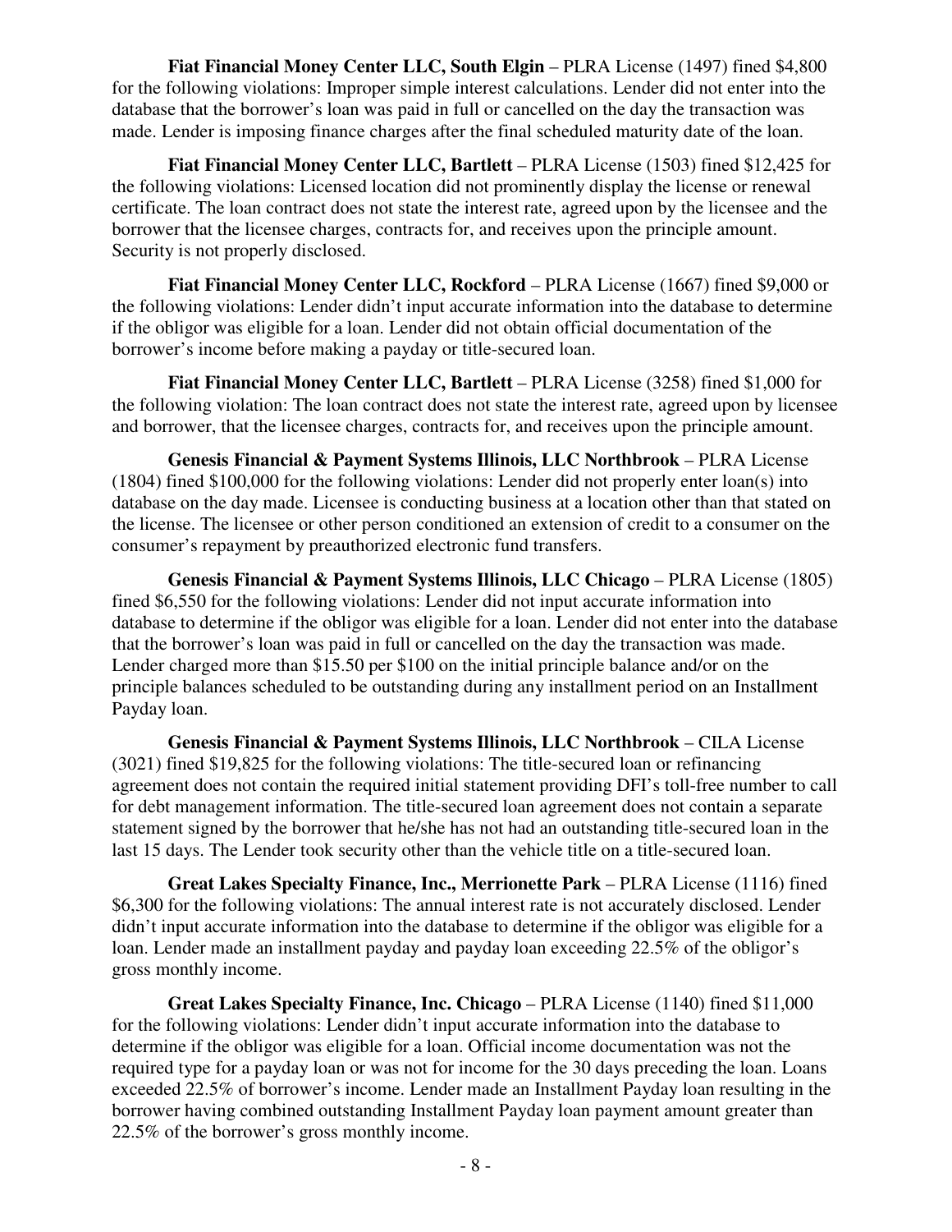**Fiat Financial Money Center LLC, South Elgin** – PLRA License (1497) fined $4,800 for the following violations: Improper simple interest calculations. Lender did not enter into the database that the borrower's loan was paid in full or cancelled on the day the transaction was made. Lender is imposing finance charges after the final scheduled maturity date of the loan.

**Fiat Financial Money Center LLC, Bartlett** – PLRA License (1503) fined $12,425 for the following violations: Licensed location did not prominently display the license or renewal certificate. The loan contract does not state the interest rate, agreed upon by the licensee and the borrower that the licensee charges, contracts for, and receives upon the principle amount. Security is not properly disclosed.

**Fiat Financial Money Center LLC, Rockford** – PLRA License (1667) fined $9,000 or the following violations: Lender didn't input accurate information into the database to determine if the obligor was eligible for a loan. Lender did not obtain official documentation of the borrower's income before making a payday or title-secured loan.

**Fiat Financial Money Center LLC, Bartlett** – PLRA License (3258) fined $1,000 for the following violation: The loan contract does not state the interest rate, agreed upon by licensee and borrower, that the licensee charges, contracts for, and receives upon the principle amount.

**Genesis Financial & Payment Systems Illinois, LLC Northbrook** – PLRA License (1804) fined $100,000 for the following violations: Lender did not properly enter loan(s) into database on the day made. Licensee is conducting business at a location other than that stated on the license. The licensee or other person conditioned an extension of credit to a consumer on the consumer's repayment by preauthorized electronic fund transfers.

**Genesis Financial & Payment Systems Illinois, LLC Chicago** – PLRA License (1805) fined $6,550 for the following violations: Lender did not input accurate information into database to determine if the obligor was eligible for a loan. Lender did not enter into the database that the borrower's loan was paid in full or cancelled on the day the transaction was made. Lender charged more than $15.50 per $100 on the initial principle balance and/or on the principle balances scheduled to be outstanding during any installment period on an Installment Payday loan.

**Genesis Financial & Payment Systems Illinois, LLC Northbrook** – CILA License (3021) fined $19,825 for the following violations: The title-secured loan or refinancing agreement does not contain the required initial statement providing DFI's toll-free number to call for debt management information. The title-secured loan agreement does not contain a separate statement signed by the borrower that he/she has not had an outstanding title-secured loan in the last 15 days. The Lender took security other than the vehicle title on a title-secured loan.

**Great Lakes Specialty Finance, Inc., Merrionette Park** – PLRA License (1116) fined $6,300 for the following violations: The annual interest rate is not accurately disclosed. Lender didn't input accurate information into the database to determine if the obligor was eligible for a loan. Lender made an installment payday and payday loan exceeding 22.5% of the obligor's gross monthly income.

**Great Lakes Specialty Finance, Inc. Chicago** – PLRA License (1140) fined $11,000 for the following violations: Lender didn't input accurate information into the database to determine if the obligor was eligible for a loan. Official income documentation was not the required type for a payday loan or was not for income for the 30 days preceding the loan. Loans exceeded 22.5% of borrower's income. Lender made an Installment Payday loan resulting in the borrower having combined outstanding Installment Payday loan payment amount greater than 22.5% of the borrower's gross monthly income.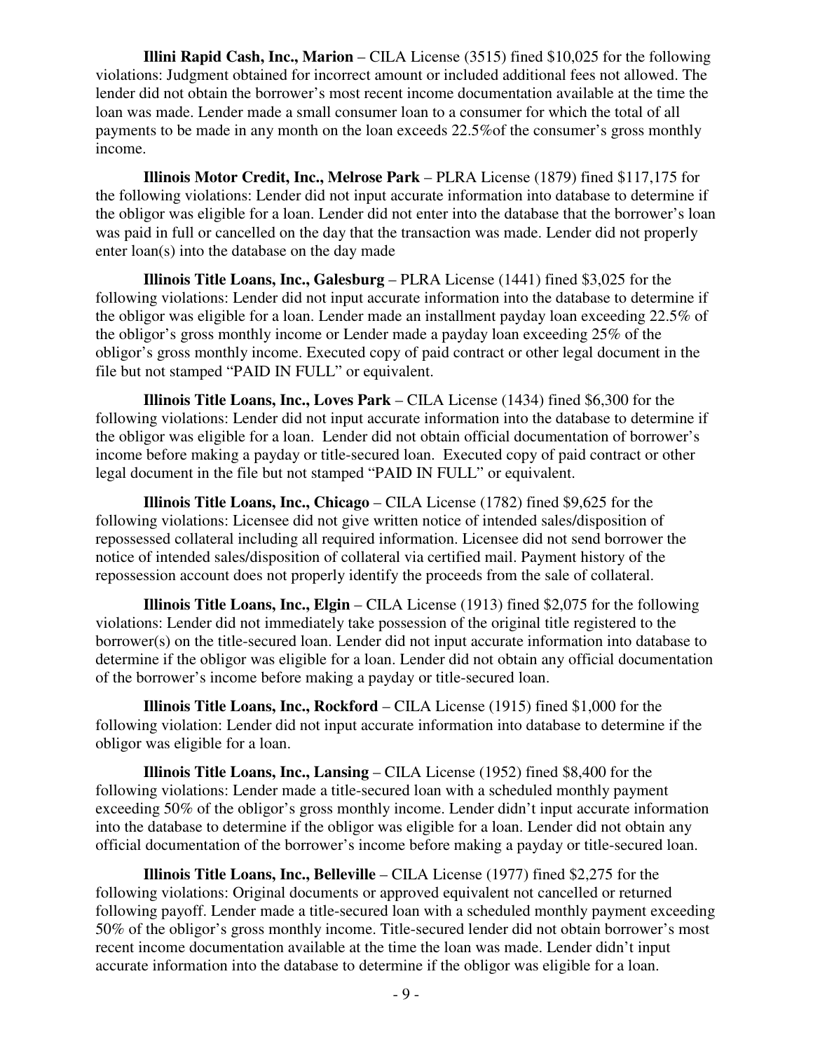**Illini Rapid Cash, Inc., Marion** – CILA License (3515) fined $10,025 for the following violations: Judgment obtained for incorrect amount or included additional fees not allowed. The lender did not obtain the borrower's most recent income documentation available at the time the loan was made. Lender made a small consumer loan to a consumer for which the total of all payments to be made in any month on the loan exceeds 22.5%of the consumer's gross monthly income.

**Illinois Motor Credit, Inc., Melrose Park** – PLRA License (1879) fined $117,175 for the following violations: Lender did not input accurate information into database to determine if the obligor was eligible for a loan. Lender did not enter into the database that the borrower's loan was paid in full or cancelled on the day that the transaction was made. Lender did not properly enter loan(s) into the database on the day made

**Illinois Title Loans, Inc., Galesburg** – PLRA License (1441) fined $3,025 for the following violations: Lender did not input accurate information into the database to determine if the obligor was eligible for a loan. Lender made an installment payday loan exceeding 22.5% of the obligor's gross monthly income or Lender made a payday loan exceeding 25% of the obligor's gross monthly income. Executed copy of paid contract or other legal document in the file but not stamped "PAID IN FULL" or equivalent.

**Illinois Title Loans, Inc., Loves Park** – CILA License (1434) fined $6,300 for the following violations: Lender did not input accurate information into the database to determine if the obligor was eligible for a loan. Lender did not obtain official documentation of borrower's income before making a payday or title-secured loan. Executed copy of paid contract or other legal document in the file but not stamped "PAID IN FULL" or equivalent.

**Illinois Title Loans, Inc., Chicago** – CILA License (1782) fined $9,625 for the following violations: Licensee did not give written notice of intended sales/disposition of repossessed collateral including all required information. Licensee did not send borrower the notice of intended sales/disposition of collateral via certified mail. Payment history of the repossession account does not properly identify the proceeds from the sale of collateral.

**Illinois Title Loans, Inc., Elgin** – CILA License (1913) fined $2,075 for the following violations: Lender did not immediately take possession of the original title registered to the borrower(s) on the title-secured loan. Lender did not input accurate information into database to determine if the obligor was eligible for a loan. Lender did not obtain any official documentation of the borrower's income before making a payday or title-secured loan.

**Illinois Title Loans, Inc., Rockford** – CILA License (1915) fined $1,000 for the following violation: Lender did not input accurate information into database to determine if the obligor was eligible for a loan.

**Illinois Title Loans, Inc., Lansing** – CILA License (1952) fined $8,400 for the following violations: Lender made a title-secured loan with a scheduled monthly payment exceeding 50% of the obligor's gross monthly income. Lender didn't input accurate information into the database to determine if the obligor was eligible for a loan. Lender did not obtain any official documentation of the borrower's income before making a payday or title-secured loan.

**Illinois Title Loans, Inc., Belleville** – CILA License (1977) fined $2,275 for the following violations: Original documents or approved equivalent not cancelled or returned following payoff. Lender made a title-secured loan with a scheduled monthly payment exceeding 50% of the obligor's gross monthly income. Title-secured lender did not obtain borrower's most recent income documentation available at the time the loan was made. Lender didn't input accurate information into the database to determine if the obligor was eligible for a loan.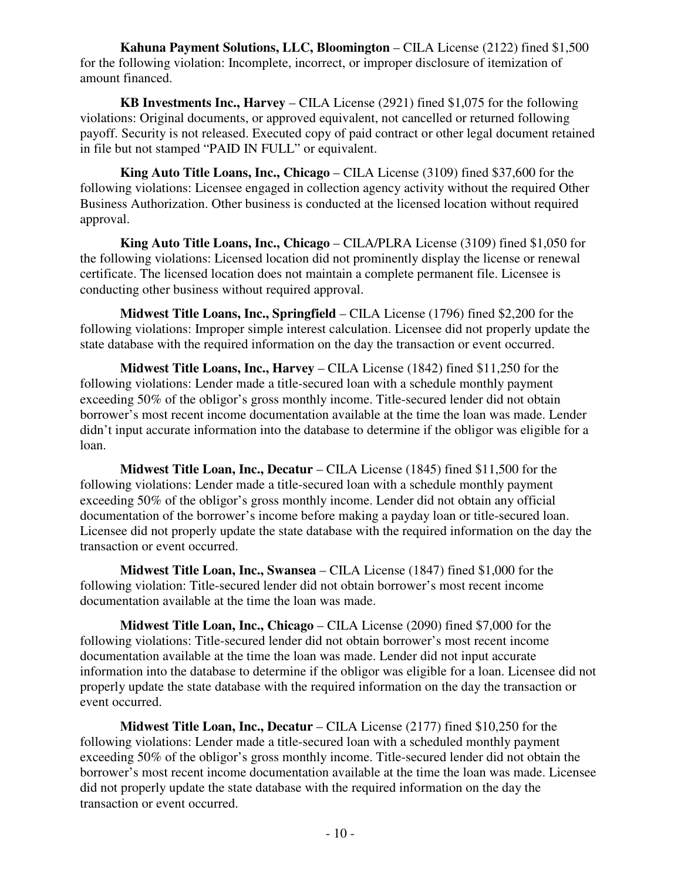**Kahuna Payment Solutions, LLC, Bloomington** – CILA License (2122) fined $1,500 for the following violation: Incomplete, incorrect, or improper disclosure of itemization of amount financed.

**KB Investments Inc., Harvey** – CILA License (2921) fined $1,075 for the following violations: Original documents, or approved equivalent, not cancelled or returned following payoff. Security is not released. Executed copy of paid contract or other legal document retained in file but not stamped "PAID IN FULL" or equivalent.

**King Auto Title Loans, Inc., Chicago** – CILA License (3109) fined $37,600 for the following violations: Licensee engaged in collection agency activity without the required Other Business Authorization. Other business is conducted at the licensed location without required approval.

**King Auto Title Loans, Inc., Chicago** – CILA/PLRA License (3109) fined $1,050 for the following violations: Licensed location did not prominently display the license or renewal certificate. The licensed location does not maintain a complete permanent file. Licensee is conducting other business without required approval.

**Midwest Title Loans, Inc., Springfield** – CILA License (1796) fined $2,200 for the following violations: Improper simple interest calculation. Licensee did not properly update the state database with the required information on the day the transaction or event occurred.

**Midwest Title Loans, Inc., Harvey** – CILA License (1842) fined $11,250 for the following violations: Lender made a title-secured loan with a schedule monthly payment exceeding 50% of the obligor's gross monthly income. Title-secured lender did not obtain borrower's most recent income documentation available at the time the loan was made. Lender didn't input accurate information into the database to determine if the obligor was eligible for a loan.

**Midwest Title Loan, Inc., Decatur** – CILA License (1845) fined $11,500 for the following violations: Lender made a title-secured loan with a schedule monthly payment exceeding 50% of the obligor's gross monthly income. Lender did not obtain any official documentation of the borrower's income before making a payday loan or title-secured loan. Licensee did not properly update the state database with the required information on the day the transaction or event occurred.

**Midwest Title Loan, Inc., Swansea** – CILA License (1847) fined $1,000 for the following violation: Title-secured lender did not obtain borrower's most recent income documentation available at the time the loan was made.

**Midwest Title Loan, Inc., Chicago** – CILA License (2090) fined $7,000 for the following violations: Title-secured lender did not obtain borrower's most recent income documentation available at the time the loan was made. Lender did not input accurate information into the database to determine if the obligor was eligible for a loan. Licensee did not properly update the state database with the required information on the day the transaction or event occurred.

**Midwest Title Loan, Inc., Decatur** – CILA License (2177) fined $10,250 for the following violations: Lender made a title-secured loan with a scheduled monthly payment exceeding 50% of the obligor's gross monthly income. Title-secured lender did not obtain the borrower's most recent income documentation available at the time the loan was made. Licensee did not properly update the state database with the required information on the day the transaction or event occurred.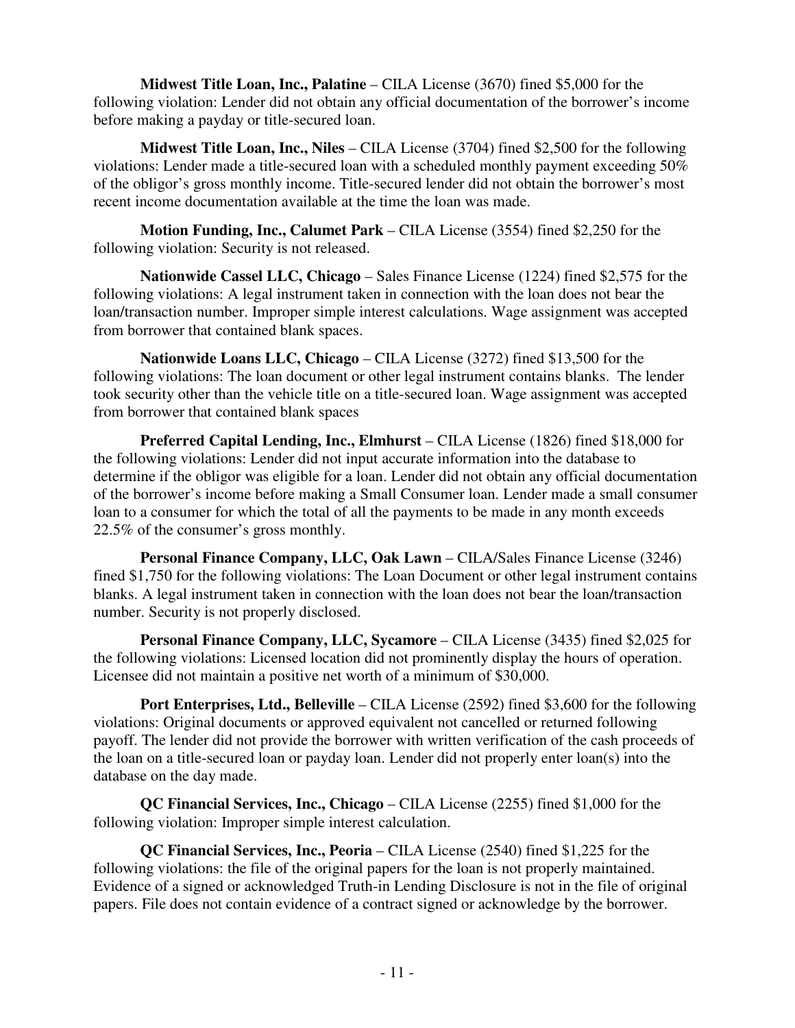**Midwest Title Loan, Inc., Palatine** – CILA License (3670) fined $5,000 for the following violation: Lender did not obtain any official documentation of the borrower's income before making a payday or title-secured loan.

**Midwest Title Loan, Inc., Niles** – CILA License (3704) fined $2,500 for the following violations: Lender made a title-secured loan with a scheduled monthly payment exceeding 50% of the obligor's gross monthly income. Title-secured lender did not obtain the borrower's most recent income documentation available at the time the loan was made.

**Motion Funding, Inc., Calumet Park** – CILA License (3554) fined $2,250 for the following violation: Security is not released.

**Nationwide Cassel LLC, Chicago** – Sales Finance License (1224) fined $2,575 for the following violations: A legal instrument taken in connection with the loan does not bear the loan/transaction number. Improper simple interest calculations. Wage assignment was accepted from borrower that contained blank spaces.

**Nationwide Loans LLC, Chicago** – CILA License (3272) fined $13,500 for the following violations: The loan document or other legal instrument contains blanks. The lender took security other than the vehicle title on a title-secured loan. Wage assignment was accepted from borrower that contained blank spaces

**Preferred Capital Lending, Inc., Elmhurst** – CILA License (1826) fined $18,000 for the following violations: Lender did not input accurate information into the database to determine if the obligor was eligible for a loan. Lender did not obtain any official documentation of the borrower's income before making a Small Consumer loan. Lender made a small consumer loan to a consumer for which the total of all the payments to be made in any month exceeds 22.5% of the consumer's gross monthly.

**Personal Finance Company, LLC, Oak Lawn** – CILA/Sales Finance License (3246) fined $1,750 for the following violations: The Loan Document or other legal instrument contains blanks. A legal instrument taken in connection with the loan does not bear the loan/transaction number. Security is not properly disclosed.

**Personal Finance Company, LLC, Sycamore** – CILA License (3435) fined $2,025 for the following violations: Licensed location did not prominently display the hours of operation. Licensee did not maintain a positive net worth of a minimum of $30,000.

**Port Enterprises, Ltd., Belleville** – CILA License (2592) fined $3,600 for the following violations: Original documents or approved equivalent not cancelled or returned following payoff. The lender did not provide the borrower with written verification of the cash proceeds of the loan on a title-secured loan or payday loan. Lender did not properly enter loan(s) into the database on the day made.

**QC Financial Services, Inc., Chicago** – CILA License (2255) fined $1,000 for the following violation: Improper simple interest calculation.

**QC Financial Services, Inc., Peoria** – CILA License (2540) fined $1,225 for the following violations: the file of the original papers for the loan is not properly maintained. Evidence of a signed or acknowledged Truth-in Lending Disclosure is not in the file of original papers. File does not contain evidence of a contract signed or acknowledge by the borrower.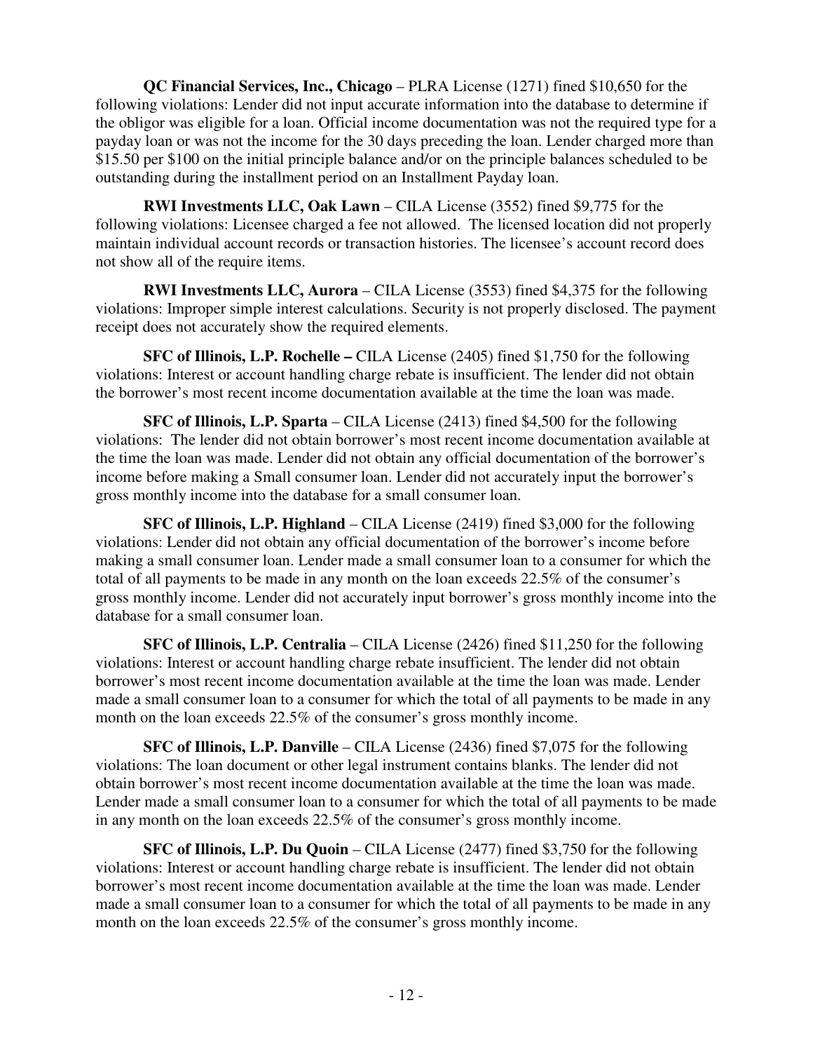**QC Financial Services, Inc., Chicago** – PLRA License (1271) fined $10,650 for the following violations: Lender did not input accurate information into the database to determine if the obligor was eligible for a loan. Official income documentation was not the required type for a payday loan or was not the income for the 30 days preceding the loan. Lender charged more than $15.50 per $100 on the initial principle balance and/or on the principle balances scheduled to be outstanding during the installment period on an Installment Payday loan.

**RWI Investments LLC, Oak Lawn** – CILA License (3552) fined $9,775 for the following violations: Licensee charged a fee not allowed. The licensed location did not properly maintain individual account records or transaction histories. The licensee's account record does not show all of the require items.

**RWI Investments LLC, Aurora** – CILA License (3553) fined $4,375 for the following violations: Improper simple interest calculations. Security is not properly disclosed. The payment receipt does not accurately show the required elements.

**SFC of Illinois, L.P. Rochelle –** CILA License (2405) fined $1,750 for the following violations: Interest or account handling charge rebate is insufficient. The lender did not obtain the borrower's most recent income documentation available at the time the loan was made.

**SFC of Illinois, L.P. Sparta** – CILA License (2413) fined $4,500 for the following violations: The lender did not obtain borrower's most recent income documentation available at the time the loan was made. Lender did not obtain any official documentation of the borrower's income before making a Small consumer loan. Lender did not accurately input the borrower's gross monthly income into the database for a small consumer loan.

**SFC of Illinois, L.P. Highland** – CILA License (2419) fined $3,000 for the following violations: Lender did not obtain any official documentation of the borrower's income before making a small consumer loan. Lender made a small consumer loan to a consumer for which the total of all payments to be made in any month on the loan exceeds 22.5% of the consumer's gross monthly income. Lender did not accurately input borrower's gross monthly income into the database for a small consumer loan.

**SFC of Illinois, L.P. Centralia** – CILA License (2426) fined $11,250 for the following violations: Interest or account handling charge rebate insufficient. The lender did not obtain borrower's most recent income documentation available at the time the loan was made. Lender made a small consumer loan to a consumer for which the total of all payments to be made in any month on the loan exceeds 22.5% of the consumer's gross monthly income.

**SFC of Illinois, L.P. Danville** – CILA License (2436) fined $7,075 for the following violations: The loan document or other legal instrument contains blanks. The lender did not obtain borrower's most recent income documentation available at the time the loan was made. Lender made a small consumer loan to a consumer for which the total of all payments to be made in any month on the loan exceeds 22.5% of the consumer's gross monthly income.

**SFC of Illinois, L.P. Du Quoin** – CILA License (2477) fined $3,750 for the following violations: Interest or account handling charge rebate is insufficient. The lender did not obtain borrower's most recent income documentation available at the time the loan was made. Lender made a small consumer loan to a consumer for which the total of all payments to be made in any month on the loan exceeds 22.5% of the consumer's gross monthly income.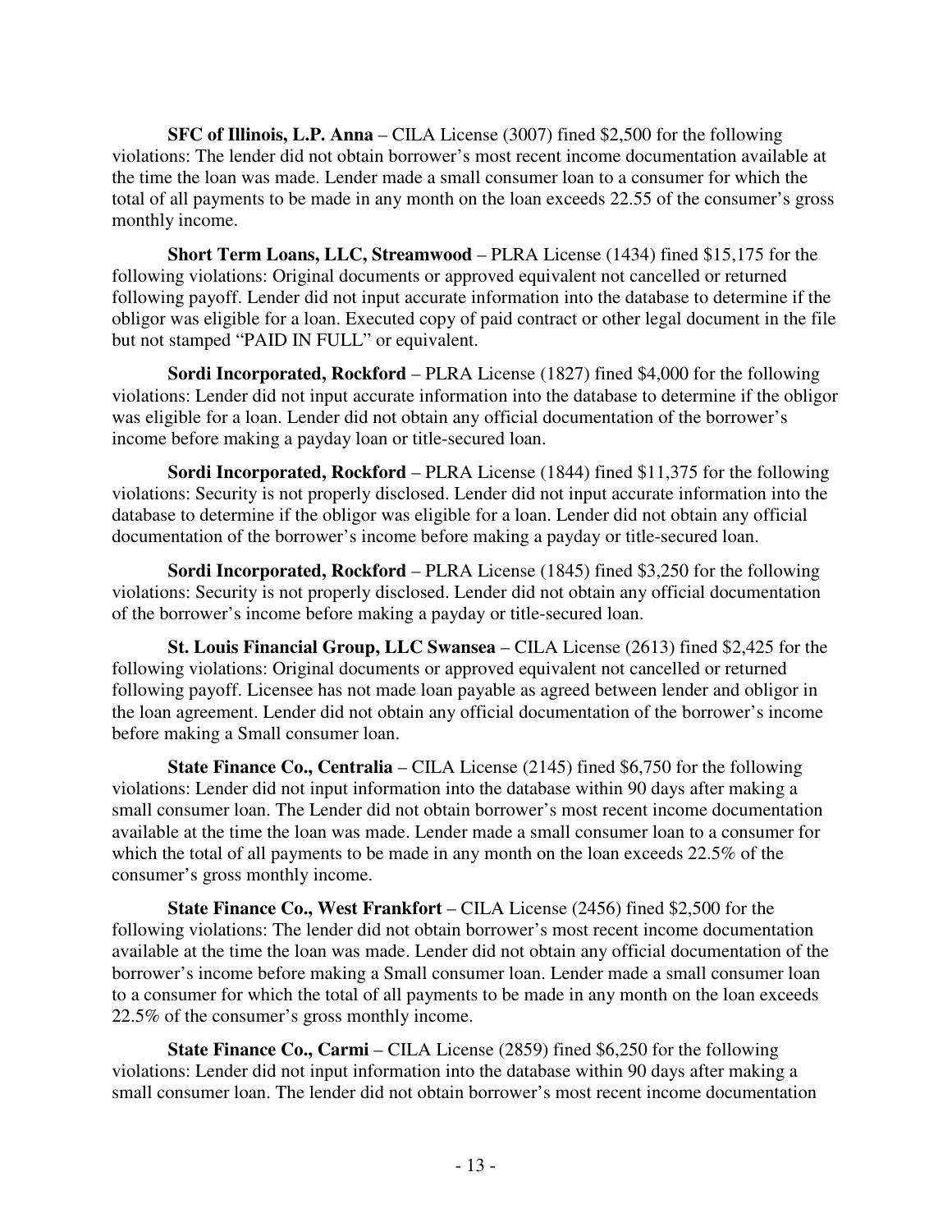**SFC of Illinois, L.P. Anna** – CILA License (3007) fined $2,500 for the following violations: The lender did not obtain borrower's most recent income documentation available at the time the loan was made. Lender made a small consumer loan to a consumer for which the total of all payments to be made in any month on the loan exceeds 22.55 of the consumer's gross monthly income.

**Short Term Loans, LLC, Streamwood** – PLRA License (1434) fined $15,175 for the following violations: Original documents or approved equivalent not cancelled or returned following payoff. Lender did not input accurate information into the database to determine if the obligor was eligible for a loan. Executed copy of paid contract or other legal document in the file but not stamped "PAID IN FULL" or equivalent.

**Sordi Incorporated, Rockford** – PLRA License (1827) fined $4,000 for the following violations: Lender did not input accurate information into the database to determine if the obligor was eligible for a loan. Lender did not obtain any official documentation of the borrower's income before making a payday loan or title-secured loan.

**Sordi Incorporated, Rockford** – PLRA License (1844) fined $11,375 for the following violations: Security is not properly disclosed. Lender did not input accurate information into the database to determine if the obligor was eligible for a loan. Lender did not obtain any official documentation of the borrower's income before making a payday or title-secured loan.

**Sordi Incorporated, Rockford** – PLRA License (1845) fined $3,250 for the following violations: Security is not properly disclosed. Lender did not obtain any official documentation of the borrower's income before making a payday or title-secured loan.

**St. Louis Financial Group, LLC Swansea** – CILA License (2613) fined $2,425 for the following violations: Original documents or approved equivalent not cancelled or returned following payoff. Licensee has not made loan payable as agreed between lender and obligor in the loan agreement. Lender did not obtain any official documentation of the borrower's income before making a Small consumer loan.

**State Finance Co., Centralia** – CILA License (2145) fined $6,750 for the following violations: Lender did not input information into the database within 90 days after making a small consumer loan. The Lender did not obtain borrower's most recent income documentation available at the time the loan was made. Lender made a small consumer loan to a consumer for which the total of all payments to be made in any month on the loan exceeds 22.5% of the consumer's gross monthly income.

**State Finance Co., West Frankfort** – CILA License (2456) fined $2,500 for the following violations: The lender did not obtain borrower's most recent income documentation available at the time the loan was made. Lender did not obtain any official documentation of the borrower's income before making a Small consumer loan. Lender made a small consumer loan to a consumer for which the total of all payments to be made in any month on the loan exceeds 22.5% of the consumer's gross monthly income.

**State Finance Co., Carmi** – CILA License (2859) fined $6,250 for the following violations: Lender did not input information into the database within 90 days after making a small consumer loan. The lender did not obtain borrower's most recent income documentation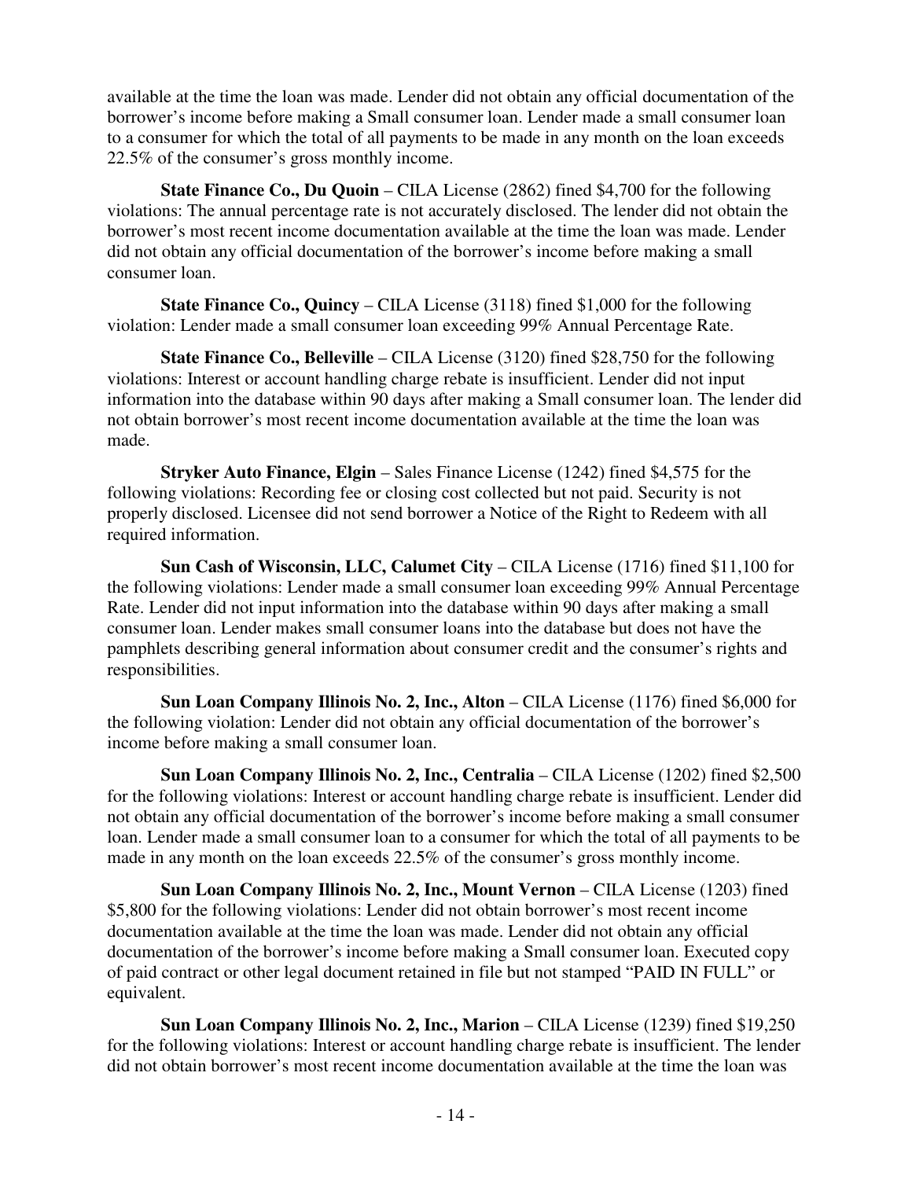available at the time the loan was made. Lender did not obtain any official documentation of the borrower's income before making a Small consumer loan. Lender made a small consumer loan to a consumer for which the total of all payments to be made in any month on the loan exceeds 22.5% of the consumer's gross monthly income.

**State Finance Co., Du Quoin** – CILA License (2862) fined $4,700 for the following violations: The annual percentage rate is not accurately disclosed. The lender did not obtain the borrower's most recent income documentation available at the time the loan was made. Lender did not obtain any official documentation of the borrower's income before making a small consumer loan.

**State Finance Co., Quincy** – CILA License (3118) fined $1,000 for the following violation: Lender made a small consumer loan exceeding 99% Annual Percentage Rate.

**State Finance Co., Belleville** – CILA License (3120) fined $28,750 for the following violations: Interest or account handling charge rebate is insufficient. Lender did not input information into the database within 90 days after making a Small consumer loan. The lender did not obtain borrower's most recent income documentation available at the time the loan was made.

**Stryker Auto Finance, Elgin** – Sales Finance License (1242) fined $4,575 for the following violations: Recording fee or closing cost collected but not paid. Security is not properly disclosed. Licensee did not send borrower a Notice of the Right to Redeem with all required information.

**Sun Cash of Wisconsin, LLC, Calumet City** – CILA License (1716) fined $11,100 for the following violations: Lender made a small consumer loan exceeding 99% Annual Percentage Rate. Lender did not input information into the database within 90 days after making a small consumer loan. Lender makes small consumer loans into the database but does not have the pamphlets describing general information about consumer credit and the consumer's rights and responsibilities.

**Sun Loan Company Illinois No. 2, Inc., Alton** – CILA License (1176) fined $6,000 for the following violation: Lender did not obtain any official documentation of the borrower's income before making a small consumer loan.

**Sun Loan Company Illinois No. 2, Inc., Centralia** – CILA License (1202) fined $2,500 for the following violations: Interest or account handling charge rebate is insufficient. Lender did not obtain any official documentation of the borrower's income before making a small consumer loan. Lender made a small consumer loan to a consumer for which the total of all payments to be made in any month on the loan exceeds 22.5% of the consumer's gross monthly income.

**Sun Loan Company Illinois No. 2, Inc., Mount Vernon** – CILA License (1203) fined $5,800 for the following violations: Lender did not obtain borrower's most recent income documentation available at the time the loan was made. Lender did not obtain any official documentation of the borrower's income before making a Small consumer loan. Executed copy of paid contract or other legal document retained in file but not stamped "PAID IN FULL" or equivalent.

**Sun Loan Company Illinois No. 2, Inc., Marion** – CILA License (1239) fined $19,250 for the following violations: Interest or account handling charge rebate is insufficient. The lender did not obtain borrower's most recent income documentation available at the time the loan was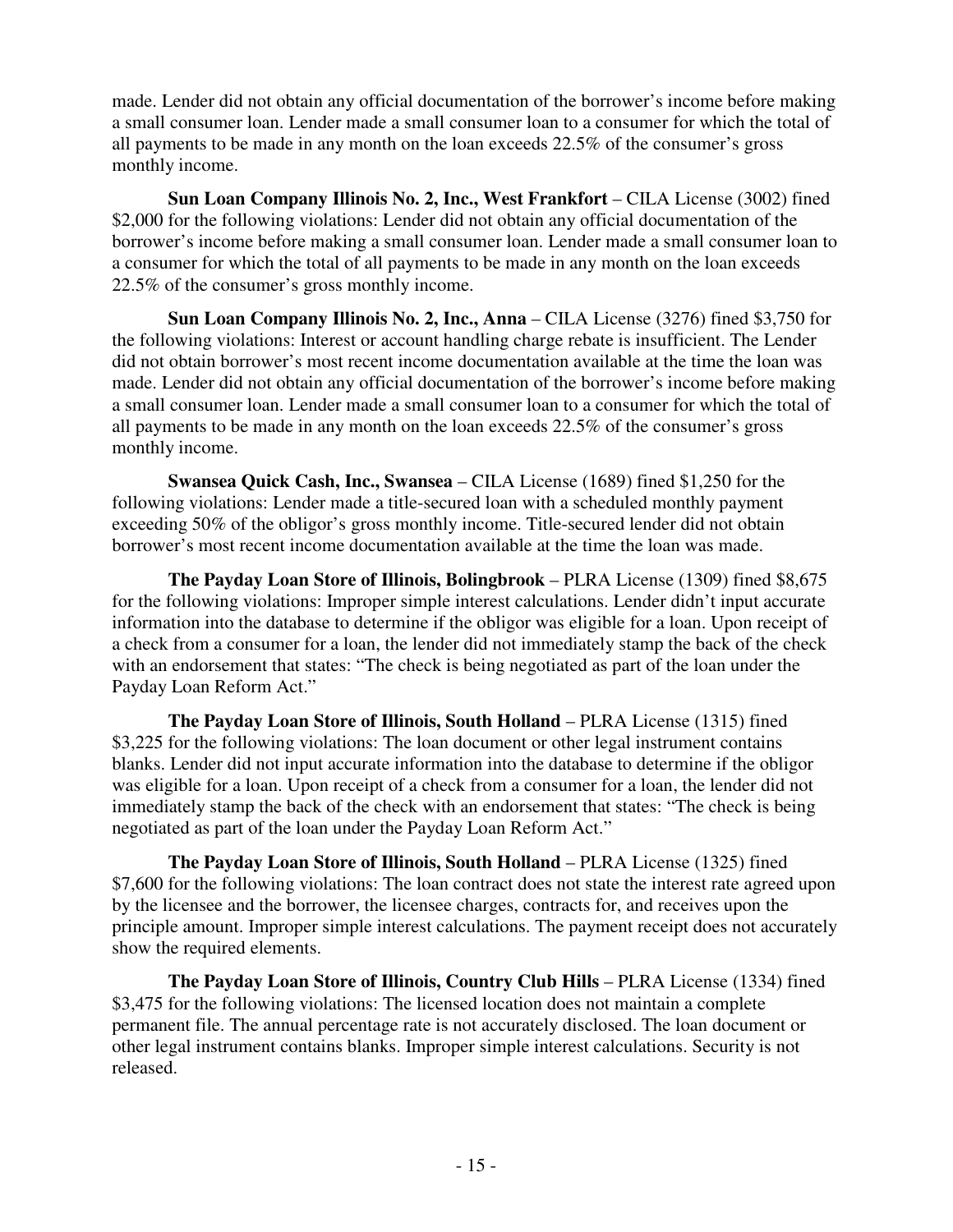made. Lender did not obtain any official documentation of the borrower's income before making a small consumer loan. Lender made a small consumer loan to a consumer for which the total of all payments to be made in any month on the loan exceeds 22.5% of the consumer's gross monthly income.

**Sun Loan Company Illinois No. 2, Inc., West Frankfort** – CILA License (3002) fined $2,000 for the following violations: Lender did not obtain any official documentation of the borrower's income before making a small consumer loan. Lender made a small consumer loan to a consumer for which the total of all payments to be made in any month on the loan exceeds 22.5% of the consumer's gross monthly income.

**Sun Loan Company Illinois No. 2, Inc., Anna** – CILA License (3276) fined $3,750 for the following violations: Interest or account handling charge rebate is insufficient. The Lender did not obtain borrower's most recent income documentation available at the time the loan was made. Lender did not obtain any official documentation of the borrower's income before making a small consumer loan. Lender made a small consumer loan to a consumer for which the total of all payments to be made in any month on the loan exceeds 22.5% of the consumer's gross monthly income.

**Swansea Quick Cash, Inc., Swansea** – CILA License (1689) fined $1,250 for the following violations: Lender made a title-secured loan with a scheduled monthly payment exceeding 50% of the obligor's gross monthly income. Title-secured lender did not obtain borrower's most recent income documentation available at the time the loan was made.

**The Payday Loan Store of Illinois, Bolingbrook** – PLRA License (1309) fined $8,675 for the following violations: Improper simple interest calculations. Lender didn't input accurate information into the database to determine if the obligor was eligible for a loan. Upon receipt of a check from a consumer for a loan, the lender did not immediately stamp the back of the check with an endorsement that states: "The check is being negotiated as part of the loan under the Payday Loan Reform Act."

**The Payday Loan Store of Illinois, South Holland** – PLRA License (1315) fined $3,225 for the following violations: The loan document or other legal instrument contains blanks. Lender did not input accurate information into the database to determine if the obligor was eligible for a loan. Upon receipt of a check from a consumer for a loan, the lender did not immediately stamp the back of the check with an endorsement that states: "The check is being negotiated as part of the loan under the Payday Loan Reform Act."

**The Payday Loan Store of Illinois, South Holland** – PLRA License (1325) fined $7,600 for the following violations: The loan contract does not state the interest rate agreed upon by the licensee and the borrower, the licensee charges, contracts for, and receives upon the principle amount. Improper simple interest calculations. The payment receipt does not accurately show the required elements.

**The Payday Loan Store of Illinois, Country Club Hills** – PLRA License (1334) fined $3,475 for the following violations: The licensed location does not maintain a complete permanent file. The annual percentage rate is not accurately disclosed. The loan document or other legal instrument contains blanks. Improper simple interest calculations. Security is not released.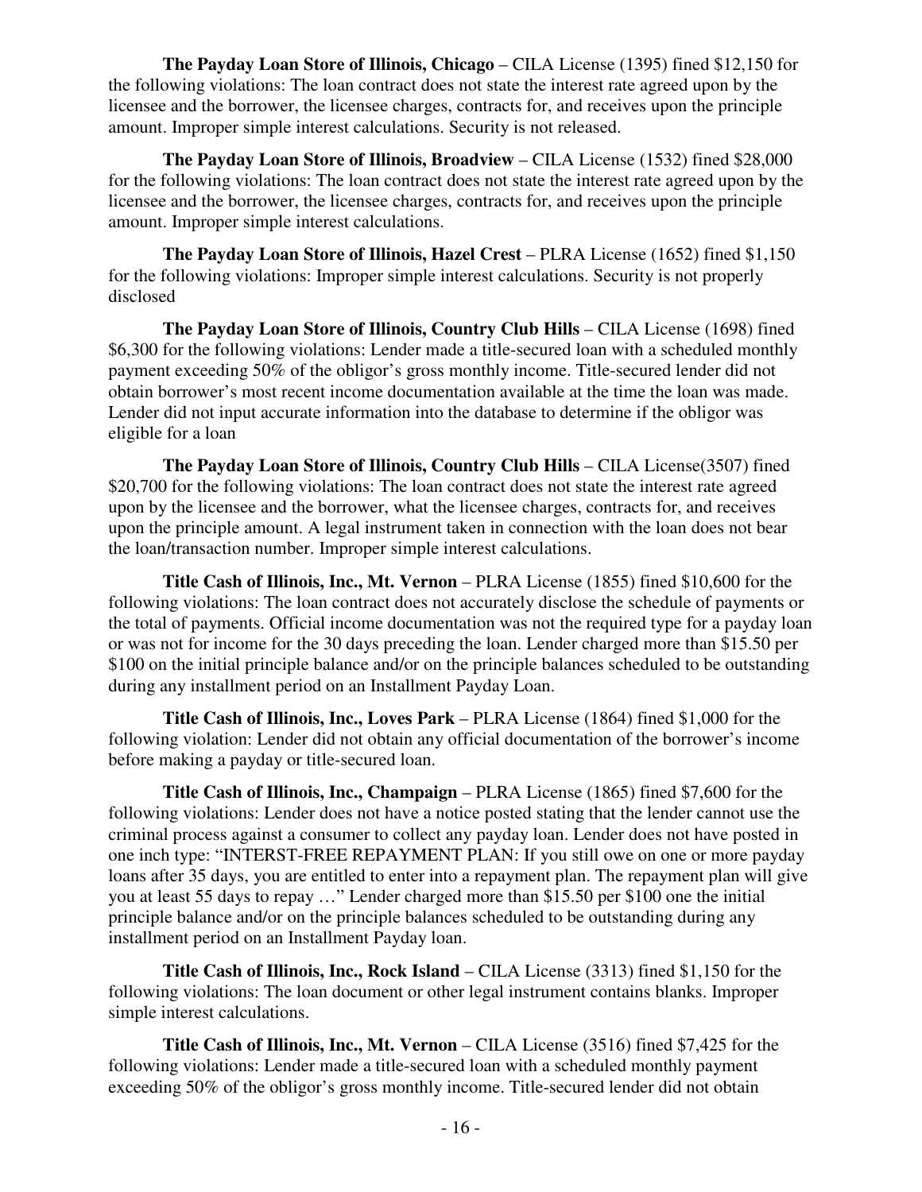**The Payday Loan Store of Illinois, Chicago** – CILA License (1395) fined $12,150 for the following violations: The loan contract does not state the interest rate agreed upon by the licensee and the borrower, the licensee charges, contracts for, and receives upon the principle amount. Improper simple interest calculations. Security is not released.

**The Payday Loan Store of Illinois, Broadview** – CILA License (1532) fined $28,000 for the following violations: The loan contract does not state the interest rate agreed upon by the licensee and the borrower, the licensee charges, contracts for, and receives upon the principle amount. Improper simple interest calculations.

**The Payday Loan Store of Illinois, Hazel Crest** – PLRA License (1652) fined $1,150 for the following violations: Improper simple interest calculations. Security is not properly disclosed

**The Payday Loan Store of Illinois, Country Club Hills** – CILA License (1698) fined $6,300 for the following violations: Lender made a title-secured loan with a scheduled monthly payment exceeding 50% of the obligor's gross monthly income. Title-secured lender did not obtain borrower's most recent income documentation available at the time the loan was made. Lender did not input accurate information into the database to determine if the obligor was eligible for a loan

**The Payday Loan Store of Illinois, Country Club Hills** – CILA License(3507) fined $20,700 for the following violations: The loan contract does not state the interest rate agreed upon by the licensee and the borrower, what the licensee charges, contracts for, and receives upon the principle amount. A legal instrument taken in connection with the loan does not bear the loan/transaction number. Improper simple interest calculations.

**Title Cash of Illinois, Inc., Mt. Vernon** – PLRA License (1855) fined $10,600 for the following violations: The loan contract does not accurately disclose the schedule of payments or the total of payments. Official income documentation was not the required type for a payday loan or was not for income for the 30 days preceding the loan. Lender charged more than $15.50 per $100 on the initial principle balance and/or on the principle balances scheduled to be outstanding during any installment period on an Installment Payday Loan.

**Title Cash of Illinois, Inc., Loves Park** – PLRA License (1864) fined $1,000 for the following violation: Lender did not obtain any official documentation of the borrower's income before making a payday or title-secured loan.

**Title Cash of Illinois, Inc., Champaign** – PLRA License (1865) fined $7,600 for the following violations: Lender does not have a notice posted stating that the lender cannot use the criminal process against a consumer to collect any payday loan. Lender does not have posted in one inch type: "INTERST-FREE REPAYMENT PLAN: If you still owe on one or more payday loans after 35 days, you are entitled to enter into a repayment plan. The repayment plan will give you at least 55 days to repay …" Lender charged more than $15.50 per $100 one the initial principle balance and/or on the principle balances scheduled to be outstanding during any installment period on an Installment Payday loan.

**Title Cash of Illinois, Inc., Rock Island** – CILA License (3313) fined $1,150 for the following violations: The loan document or other legal instrument contains blanks. Improper simple interest calculations.

**Title Cash of Illinois, Inc., Mt. Vernon** – CILA License (3516) fined $7,425 for the following violations: Lender made a title-secured loan with a scheduled monthly payment exceeding 50% of the obligor's gross monthly income. Title-secured lender did not obtain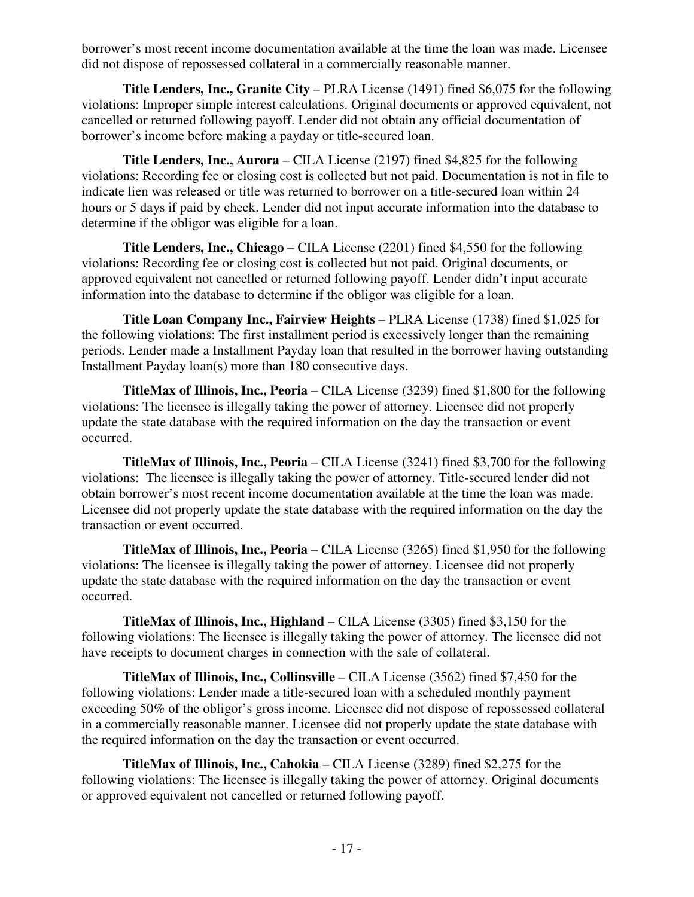borrower's most recent income documentation available at the time the loan was made. Licensee did not dispose of repossessed collateral in a commercially reasonable manner.

**Title Lenders, Inc., Granite City** – PLRA License (1491) fined $6,075 for the following violations: Improper simple interest calculations. Original documents or approved equivalent, not cancelled or returned following payoff. Lender did not obtain any official documentation of borrower's income before making a payday or title-secured loan.

**Title Lenders, Inc., Aurora** – CILA License (2197) fined $4,825 for the following violations: Recording fee or closing cost is collected but not paid. Documentation is not in file to indicate lien was released or title was returned to borrower on a title-secured loan within 24 hours or 5 days if paid by check. Lender did not input accurate information into the database to determine if the obligor was eligible for a loan.

**Title Lenders, Inc., Chicago** – CILA License (2201) fined $4,550 for the following violations: Recording fee or closing cost is collected but not paid. Original documents, or approved equivalent not cancelled or returned following payoff. Lender didn't input accurate information into the database to determine if the obligor was eligible for a loan.

**Title Loan Company Inc., Fairview Heights** – PLRA License (1738) fined $1,025 for the following violations: The first installment period is excessively longer than the remaining periods. Lender made a Installment Payday loan that resulted in the borrower having outstanding Installment Payday loan(s) more than 180 consecutive days.

**TitleMax of Illinois, Inc., Peoria** – CILA License (3239) fined $1,800 for the following violations: The licensee is illegally taking the power of attorney. Licensee did not properly update the state database with the required information on the day the transaction or event occurred.

**TitleMax of Illinois, Inc., Peoria** – CILA License (3241) fined $3,700 for the following violations: The licensee is illegally taking the power of attorney. Title-secured lender did not obtain borrower's most recent income documentation available at the time the loan was made. Licensee did not properly update the state database with the required information on the day the transaction or event occurred.

**TitleMax of Illinois, Inc., Peoria** – CILA License (3265) fined $1,950 for the following violations: The licensee is illegally taking the power of attorney. Licensee did not properly update the state database with the required information on the day the transaction or event occurred.

**TitleMax of Illinois, Inc., Highland** – CILA License (3305) fined $3,150 for the following violations: The licensee is illegally taking the power of attorney. The licensee did not have receipts to document charges in connection with the sale of collateral.

**TitleMax of Illinois, Inc., Collinsville** – CILA License (3562) fined $7,450 for the following violations: Lender made a title-secured loan with a scheduled monthly payment exceeding 50% of the obligor's gross income. Licensee did not dispose of repossessed collateral in a commercially reasonable manner. Licensee did not properly update the state database with the required information on the day the transaction or event occurred.

**TitleMax of Illinois, Inc., Cahokia** – CILA License (3289) fined $2,275 for the following violations: The licensee is illegally taking the power of attorney. Original documents or approved equivalent not cancelled or returned following payoff.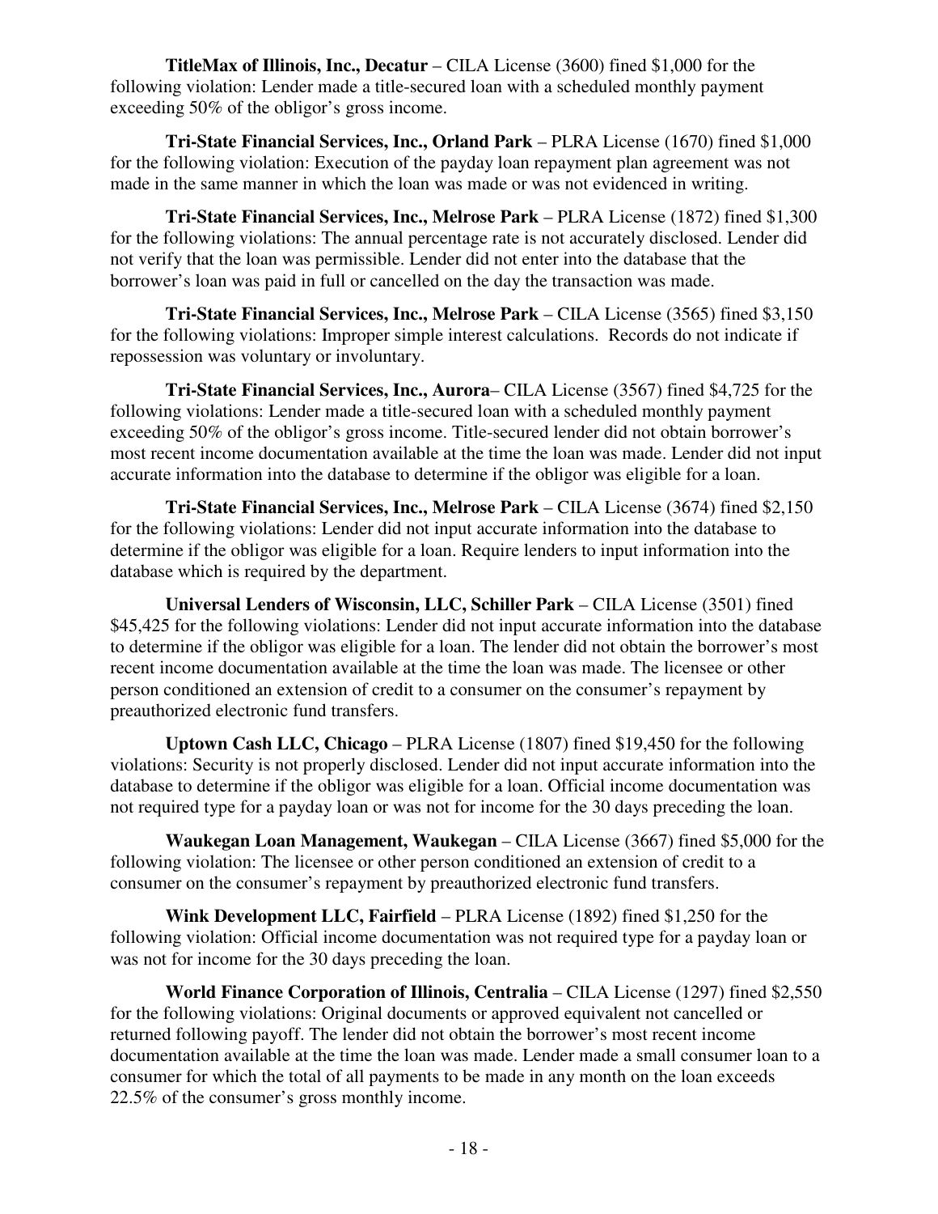**TitleMax of Illinois, Inc., Decatur** – CILA License (3600) fined $1,000 for the following violation: Lender made a title-secured loan with a scheduled monthly payment exceeding 50% of the obligor's gross income.

**Tri-State Financial Services, Inc., Orland Park** – PLRA License (1670) fined $1,000 for the following violation: Execution of the payday loan repayment plan agreement was not made in the same manner in which the loan was made or was not evidenced in writing.

**Tri-State Financial Services, Inc., Melrose Park** – PLRA License (1872) fined $1,300 for the following violations: The annual percentage rate is not accurately disclosed. Lender did not verify that the loan was permissible. Lender did not enter into the database that the borrower's loan was paid in full or cancelled on the day the transaction was made.

**Tri-State Financial Services, Inc., Melrose Park** – CILA License (3565) fined $3,150 for the following violations: Improper simple interest calculations. Records do not indicate if repossession was voluntary or involuntary.

**Tri-State Financial Services, Inc., Aurora**– CILA License (3567) fined $4,725 for the following violations: Lender made a title-secured loan with a scheduled monthly payment exceeding 50% of the obligor's gross income. Title-secured lender did not obtain borrower's most recent income documentation available at the time the loan was made. Lender did not input accurate information into the database to determine if the obligor was eligible for a loan.

**Tri-State Financial Services, Inc., Melrose Park** – CILA License (3674) fined $2,150 for the following violations: Lender did not input accurate information into the database to determine if the obligor was eligible for a loan. Require lenders to input information into the database which is required by the department.

**Universal Lenders of Wisconsin, LLC, Schiller Park** – CILA License (3501) fined $45,425 for the following violations: Lender did not input accurate information into the database to determine if the obligor was eligible for a loan. The lender did not obtain the borrower's most recent income documentation available at the time the loan was made. The licensee or other person conditioned an extension of credit to a consumer on the consumer's repayment by preauthorized electronic fund transfers.

**Uptown Cash LLC, Chicago** – PLRA License (1807) fined $19,450 for the following violations: Security is not properly disclosed. Lender did not input accurate information into the database to determine if the obligor was eligible for a loan. Official income documentation was not required type for a payday loan or was not for income for the 30 days preceding the loan.

**Waukegan Loan Management, Waukegan** – CILA License (3667) fined $5,000 for the following violation: The licensee or other person conditioned an extension of credit to a consumer on the consumer's repayment by preauthorized electronic fund transfers.

**Wink Development LLC, Fairfield** – PLRA License (1892) fined $1,250 for the following violation: Official income documentation was not required type for a payday loan or was not for income for the 30 days preceding the loan.

**World Finance Corporation of Illinois, Centralia** – CILA License (1297) fined $2,550 for the following violations: Original documents or approved equivalent not cancelled or returned following payoff. The lender did not obtain the borrower's most recent income documentation available at the time the loan was made. Lender made a small consumer loan to a consumer for which the total of all payments to be made in any month on the loan exceeds 22.5% of the consumer's gross monthly income.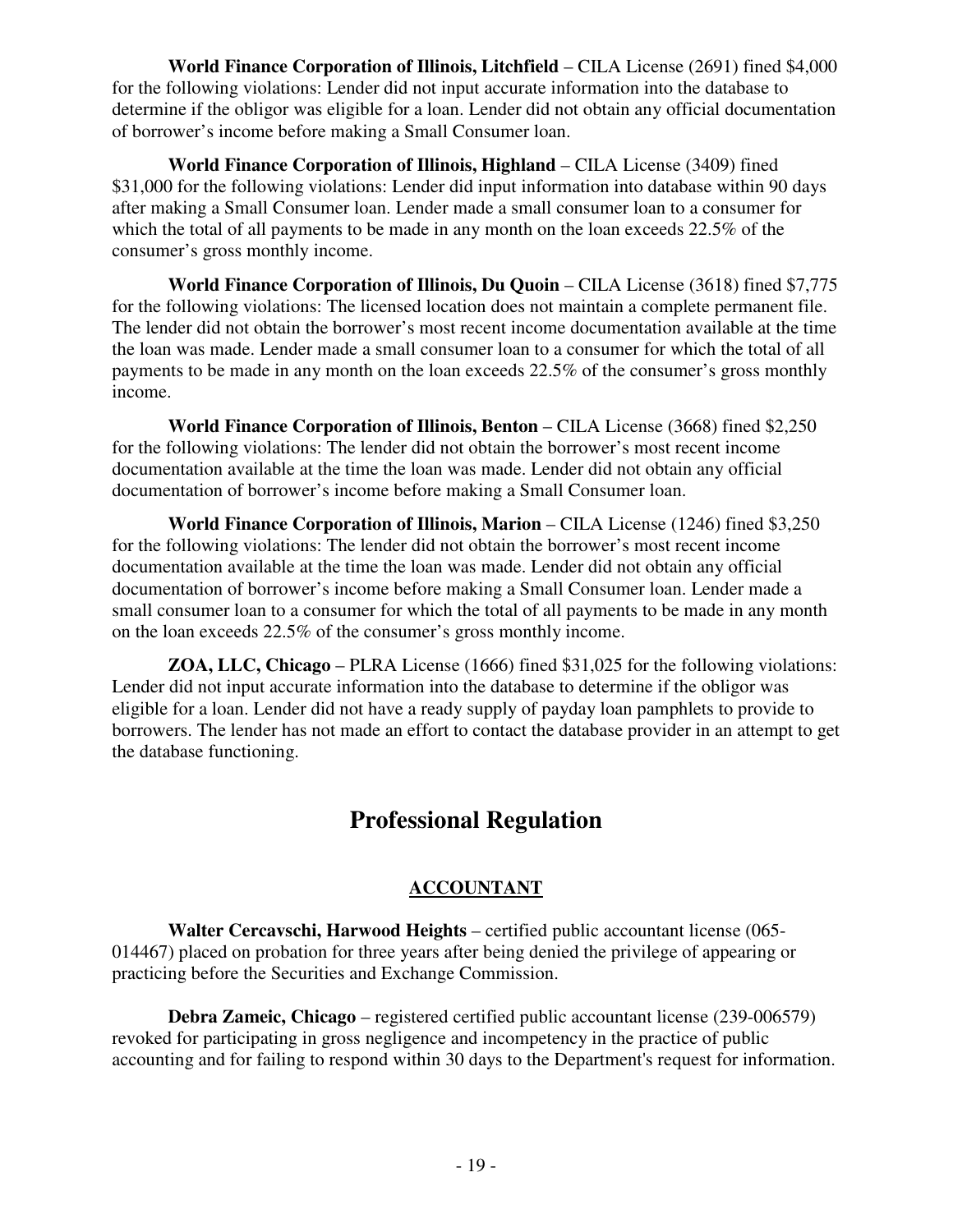**World Finance Corporation of Illinois, Litchfield** – CILA License (2691) fined $4,000 for the following violations: Lender did not input accurate information into the database to determine if the obligor was eligible for a loan. Lender did not obtain any official documentation of borrower's income before making a Small Consumer loan.

**World Finance Corporation of Illinois, Highland** – CILA License (3409) fined $31,000 for the following violations: Lender did input information into database within 90 days after making a Small Consumer loan. Lender made a small consumer loan to a consumer for which the total of all payments to be made in any month on the loan exceeds 22.5% of the consumer's gross monthly income.

**World Finance Corporation of Illinois, Du Quoin** – CILA License (3618) fined $7,775 for the following violations: The licensed location does not maintain a complete permanent file. The lender did not obtain the borrower's most recent income documentation available at the time the loan was made. Lender made a small consumer loan to a consumer for which the total of all payments to be made in any month on the loan exceeds 22.5% of the consumer's gross monthly income.

**World Finance Corporation of Illinois, Benton** – CILA License (3668) fined $2,250 for the following violations: The lender did not obtain the borrower's most recent income documentation available at the time the loan was made. Lender did not obtain any official documentation of borrower's income before making a Small Consumer loan.

**World Finance Corporation of Illinois, Marion** – CILA License (1246) fined $3,250 for the following violations: The lender did not obtain the borrower's most recent income documentation available at the time the loan was made. Lender did not obtain any official documentation of borrower's income before making a Small Consumer loan. Lender made a small consumer loan to a consumer for which the total of all payments to be made in any month on the loan exceeds 22.5% of the consumer's gross monthly income.

**ZOA, LLC, Chicago** – PLRA License (1666) fined $31,025 for the following violations: Lender did not input accurate information into the database to determine if the obligor was eligible for a loan. Lender did not have a ready supply of payday loan pamphlets to provide to borrowers. The lender has not made an effort to contact the database provider in an attempt to get the database functioning.

# Professional Regulation

## ACCOUNTANT

**Walter Cercavschi, Harwood Heights** – certified public accountant license (065-014467) placed on probation for three years after being denied the privilege of appearing or practicing before the Securities and Exchange Commission.

**Debra Zameic, Chicago** – registered certified public accountant license (239-006579) revoked for participating in gross negligence and incompetency in the practice of public accounting and for failing to respond within 30 days to the Department's request for information.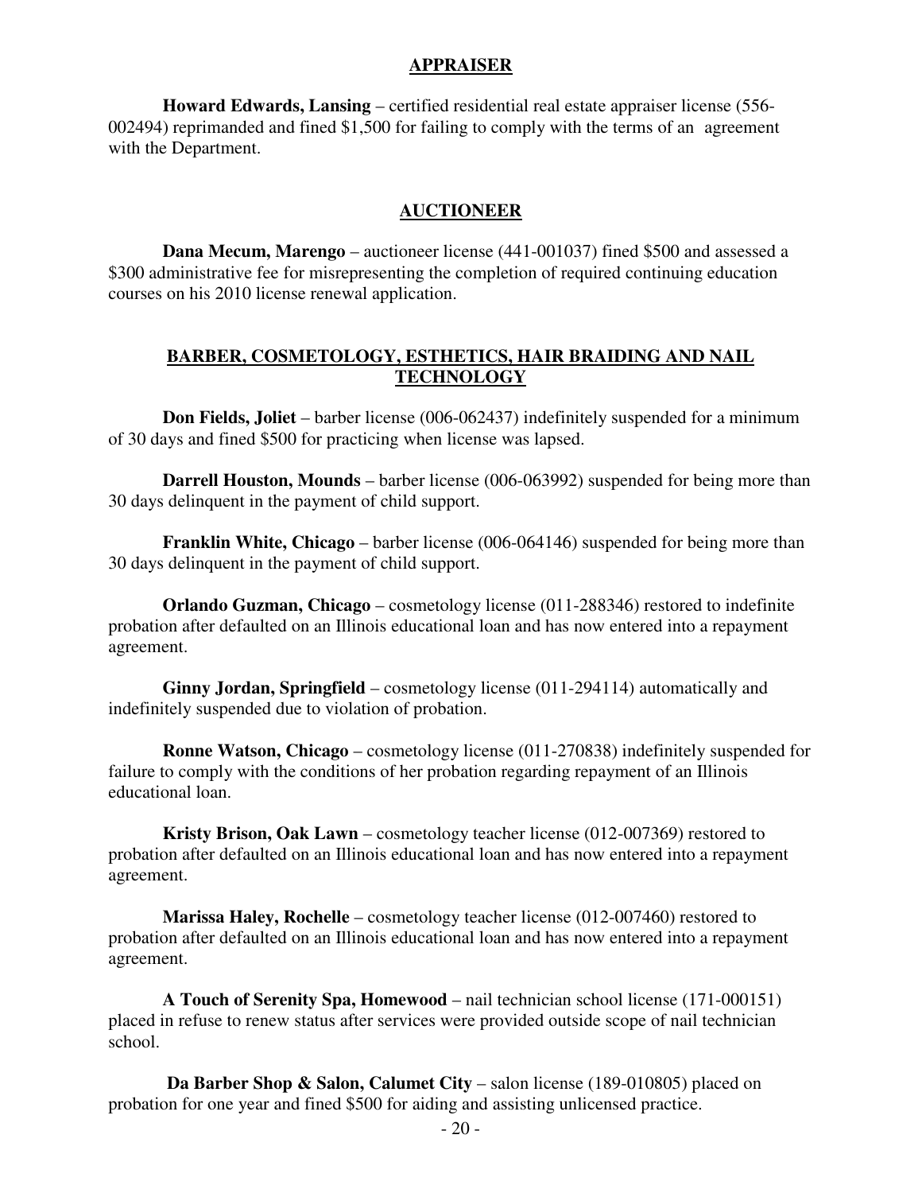## APPRAISER

**Howard Edwards, Lansing** – certified residential real estate appraiser license (556-002494) reprimanded and fined $1,500 for failing to comply with the terms of an agreement with the Department.

## AUCTIONEER

**Dana Mecum, Marengo** – auctioneer license (441-001037) fined $500 and assessed a $300 administrative fee for misrepresenting the completion of required continuing education courses on his 2010 license renewal application.

## BARBER, COSMETOLOGY, ESTHETICS, HAIR BRAIDING AND NAIL TECHNOLOGY

**Don Fields, Joliet** – barber license (006-062437) indefinitely suspended for a minimum of 30 days and fined $500 for practicing when license was lapsed.

**Darrell Houston, Mounds** – barber license (006-063992) suspended for being more than 30 days delinquent in the payment of child support.

**Franklin White, Chicago** – barber license (006-064146) suspended for being more than 30 days delinquent in the payment of child support.

**Orlando Guzman, Chicago** – cosmetology license (011-288346) restored to indefinite probation after defaulted on an Illinois educational loan and has now entered into a repayment agreement.

**Ginny Jordan, Springfield** – cosmetology license (011-294114) automatically and indefinitely suspended due to violation of probation.

**Ronne Watson, Chicago** – cosmetology license (011-270838) indefinitely suspended for failure to comply with the conditions of her probation regarding repayment of an Illinois educational loan.

**Kristy Brison, Oak Lawn** – cosmetology teacher license (012-007369) restored to probation after defaulted on an Illinois educational loan and has now entered into a repayment agreement.

**Marissa Haley, Rochelle** – cosmetology teacher license (012-007460) restored to probation after defaulted on an Illinois educational loan and has now entered into a repayment agreement.

**A Touch of Serenity Spa, Homewood** – nail technician school license (171-000151) placed in refuse to renew status after services were provided outside scope of nail technician school.

**Da Barber Shop & Salon, Calumet City** – salon license (189-010805) placed on probation for one year and fined $500 for aiding and assisting unlicensed practice.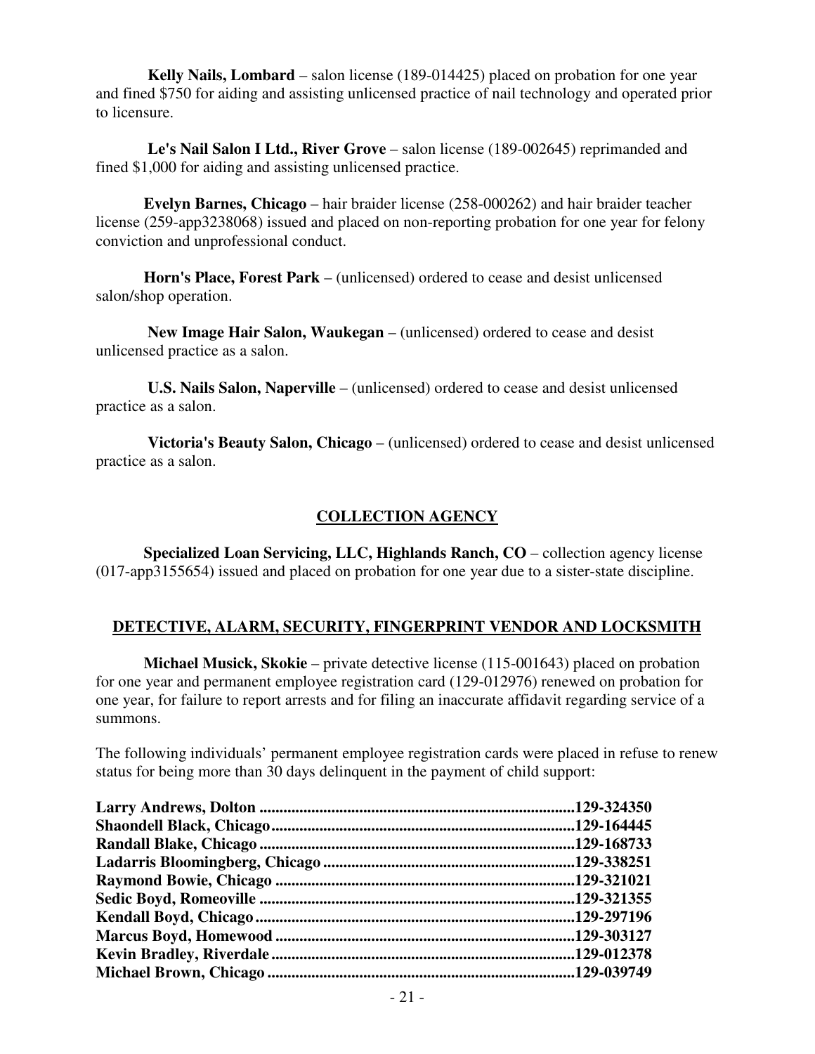**Kelly Nails, Lombard** – salon license (189-014425) placed on probation for one year and fined $750 for aiding and assisting unlicensed practice of nail technology and operated prior to licensure.

**Le's Nail Salon I Ltd., River Grove** – salon license (189-002645) reprimanded and fined $1,000 for aiding and assisting unlicensed practice.

**Evelyn Barnes, Chicago** – hair braider license (258-000262) and hair braider teacher license (259-app3238068) issued and placed on non-reporting probation for one year for felony conviction and unprofessional conduct.

**Horn's Place, Forest Park** – (unlicensed) ordered to cease and desist unlicensed salon/shop operation.

**New Image Hair Salon, Waukegan** – (unlicensed) ordered to cease and desist unlicensed practice as a salon.

**U.S. Nails Salon, Naperville** – (unlicensed) ordered to cease and desist unlicensed practice as a salon.

**Victoria's Beauty Salon, Chicago** – (unlicensed) ordered to cease and desist unlicensed practice as a salon.

## COLLECTION AGENCY

**Specialized Loan Servicing, LLC, Highlands Ranch, CO** – collection agency license (017-app3155654) issued and placed on probation for one year due to a sister-state discipline.

## DETECTIVE, ALARM, SECURITY, FINGERPRINT VENDOR AND LOCKSMITH

**Michael Musick, Skokie** – private detective license (115-001643) placed on probation for one year and permanent employee registration card (129-012976) renewed on probation for one year, for failure to report arrests and for filing an inaccurate affidavit regarding service of a summons.

The following individuals' permanent employee registration cards were placed in refuse to renew status for being more than 30 days delinquent in the payment of child support:

**Larry Andrews, Dolton ............................................................................129-324350**
**Shaondell Black, Chicago..........................................................................129-164445**
**Randall Blake, Chicago .............................................................................129-168733**
**Ladarris Bloomingberg, Chicago ..............................................................129-338251**
**Raymond Bowie, Chicago ..........................................................................129-321021**
**Sedic Boyd, Romeoville .............................................................................129-321355**
**Kendall Boyd, Chicago ..............................................................................129-297196**
**Marcus Boyd, Homewood .........................................................................129-303127**
**Kevin Bradley, Riverdale ..........................................................................129-012378**
**Michael Brown, Chicago ...........................................................................129-039749**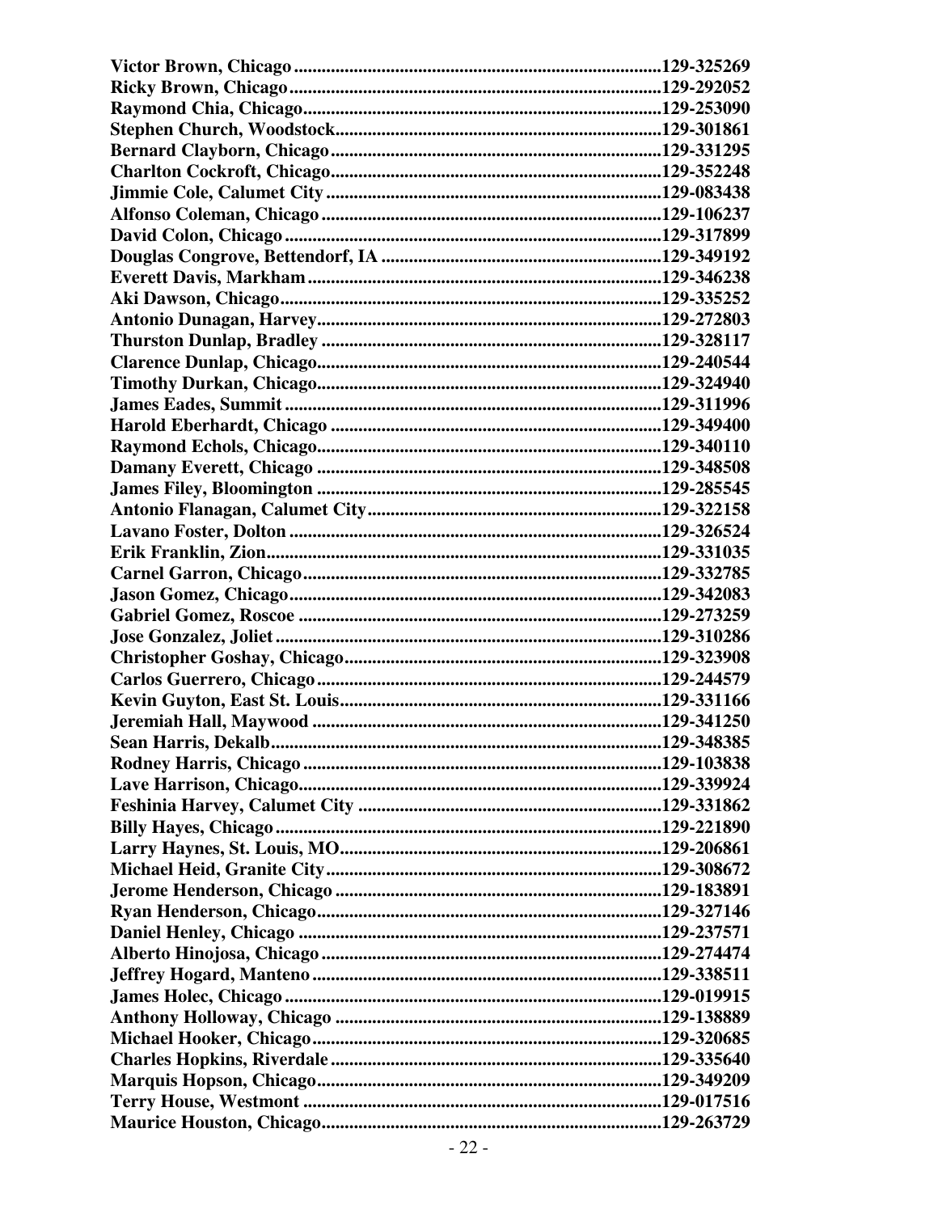**Victor Brown, Chicago..............................................................................129-325269**
**Ricky Brown, Chicago................................................................................129-292052**
**Raymond Chia, Chicago.............................................................................129-253090**
**Stephen Church, Woodstock......................................................................129-301861**
**Bernard Clayborn, Chicago.......................................................................129-331295**
**Charlton Cockroft, Chicago.......................................................................129-352248**
**Jimmie Cole, Calumet City.......................................................................129-083438**
**Alfonso Coleman, Chicago.........................................................................129-106237**
**David Colon, Chicago.................................................................................129-317899**
**Douglas Congrove, Bettendorf, IA............................................................129-349192**
**Everett Davis, Markham............................................................................129-346238**
**Aki Dawson, Chicago..................................................................................129-335252**
**Antonio Dunagan, Harvey..........................................................................129-272803**
**Thurston Dunlap, Bradley.........................................................................129-328117**
**Clarence Dunlap, Chicago..........................................................................129-240544**
**Timothy Durkan, Chicago..........................................................................129-324940**
**James Eades, Summit.................................................................................129-311996**
**Harold Eberhardt, Chicago.......................................................................129-349400**
**Raymond Echols, Chicago..........................................................................129-340110**
**Damany Everett, Chicago..........................................................................129-348508**
**James Filey, Bloomington..........................................................................129-285545**
**Antonio Flanagan, Calumet City..............................................................129-322158**
**Lavano Foster, Dolton...............................................................................129-326524**
**Erik Franklin, Zion.....................................................................................129-331035**
**Carnel Garron, Chicago.............................................................................129-332785**
**Jason Gomez, Chicago................................................................................129-342083**
**Gabriel Gomez, Roscoe..............................................................................129-273259**
**Jose Gonzalez, Joliet...................................................................................129-310286**
**Christopher Goshay, Chicago....................................................................129-323908**
**Carlos Guerrero, Chicago..........................................................................129-244579**
**Kevin Guyton, East St. Louis.....................................................................129-331166**
**Jeremiah Hall, Maywood...........................................................................129-341250**
**Sean Harris, Dekalb....................................................................................129-348385**
**Rodney Harris, Chicago.............................................................................129-103838**
**Lave Harrison, Chicago..............................................................................129-339924**
**Feshinia Harvey, Calumet City.................................................................129-331862**
**Billy Hayes, Chicago..................................................................................129-221890**
**Larry Haynes, St. Louis, MO....................................................................129-206861**
**Michael Heid, Granite City........................................................................129-308672**
**Jerome Henderson, Chicago......................................................................129-183891**
**Ryan Henderson, Chicago..........................................................................129-327146**
**Daniel Henley, Chicago..............................................................................129-237571**
**Alberto Hinojosa, Chicago.........................................................................129-274474**
**Jeffrey Hogard, Manteno...........................................................................129-338511**
**James Holec, Chicago.................................................................................129-019915**
**Anthony Holloway, Chicago......................................................................129-138889**
**Michael Hooker, Chicago...........................................................................129-320685**
**Charles Hopkins, Riverdale.......................................................................129-335640**
**Marquis Hopson, Chicago..........................................................................129-349209**
**Terry House, Westmont............................................................................129-017516**
**Maurice Houston, Chicago.........................................................................129-263729**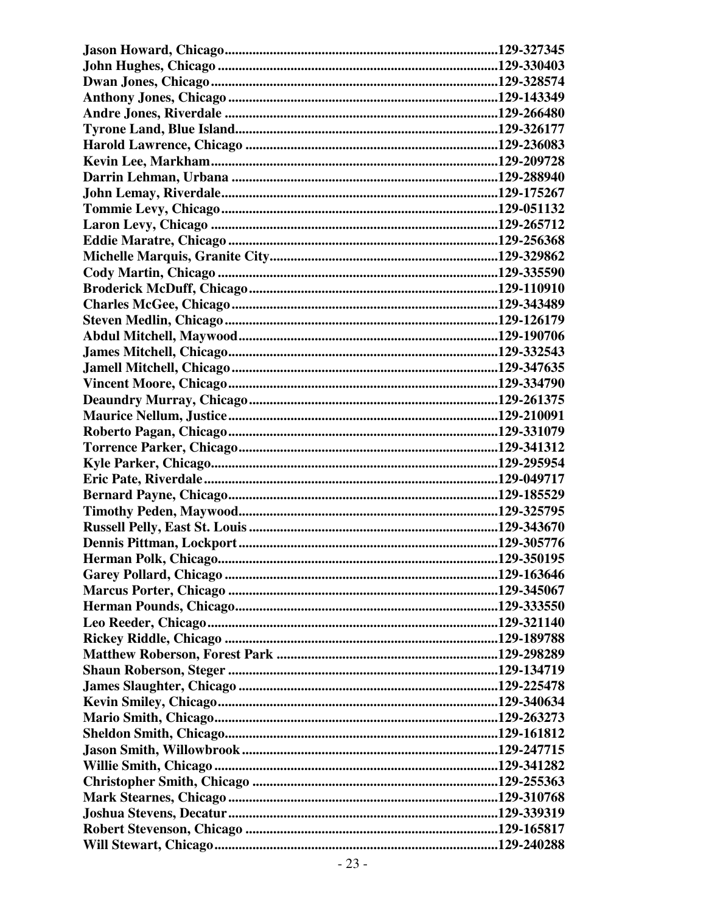**Jason Howard, Chicago..........................................................................129-327345**
**John Hughes, Chicago ............................................................................129-330403**
**Dwan Jones, Chicago..............................................................................129-328574**
**Anthony Jones, Chicago .........................................................................129-143349**
**Andre Jones, Riverdale ..........................................................................129-266480**
**Tyrone Land, Blue Island.......................................................................129-326177**
**Harold Lawrence, Chicago ....................................................................129-236083**
**Kevin Lee, Markham..............................................................................129-209728**
**Darrin Lehman, Urbana ........................................................................129-288940**
**John Lemay, Riverdale...........................................................................129-175267**
**Tommie Levy, Chicago...........................................................................129-051132**
**Laron Levy, Chicago .............................................................................129-265712**
**Eddie Maratre, Chicago .........................................................................129-256368**
**Michelle Marquis, Granite City.............................................................129-329862**
**Cody Martin, Chicago ...........................................................................129-335590**
**Broderick McDuff, Chicago...................................................................129-110910**
**Charles McGee, Chicago........................................................................129-343489**
**Steven Medlin, Chicago.........................................................................129-126179**
**Abdul Mitchell, Maywood......................................................................129-190706**
**James Mitchell, Chicago........................................................................129-332543**
**Jamell Mitchell, Chicago.......................................................................129-347635**
**Vincent Moore, Chicago........................................................................129-334790**
**Deaundry Murray, Chicago...................................................................129-261375**
**Maurice Nellum, Justice........................................................................129-210091**
**Roberto Pagan, Chicago........................................................................129-331079**
**Torrence Parker, Chicago......................................................................129-341312**
**Kyle Parker, Chicago.............................................................................129-295954**
**Eric Pate, Riverdale...............................................................................129-049717**
**Bernard Payne, Chicago........................................................................129-185529**
**Timothy Peden, Maywood.....................................................................129-325795**
**Russell Pelly, East St. Louis ..................................................................129-343670**
**Dennis Pittman, Lockport......................................................................129-305776**
**Herman Polk, Chicago...........................................................................129-350195**
**Garey Pollard, Chicago .........................................................................129-163646**
**Marcus Porter, Chicago ........................................................................129-345067**
**Herman Pounds, Chicago......................................................................129-333550**
**Leo Reeder, Chicago..............................................................................129-321140**
**Rickey Riddle, Chicago .........................................................................129-189788**
**Matthew Roberson, Forest Park ...........................................................129-298289**
**Shaun Roberson, Steger ........................................................................129-134719**
**James Slaughter, Chicago .....................................................................129-225478**
**Kevin Smiley, Chicago...........................................................................129-340634**
**Mario Smith, Chicago............................................................................129-263273**
**Sheldon Smith, Chicago.........................................................................129-161812**
**Jason Smith, Willowbrook.....................................................................129-247715**
**Willie Smith, Chicago ............................................................................129-341282**
**Christopher Smith, Chicago .................................................................129-255363**
**Mark Stearnes, Chicago ........................................................................129-310768**
**Joshua Stevens, Decatur........................................................................129-339319**
**Robert Stevenson, Chicago ...................................................................129-165817**
**Will Stewart, Chicago............................................................................129-240288**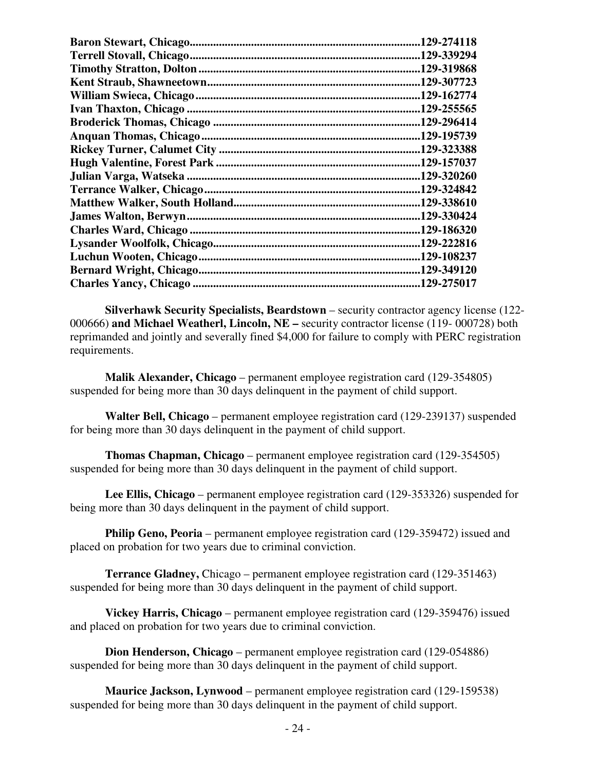**Baron Stewart, Chicago..............................................................................129-274118**
**Terrell Stovall, Chicago...............................................................................129-339294**
**Timothy Stratton, Dolton ............................................................................129-319868**
**Kent Straub, Shawneetown.........................................................................129-307723**
**William Swieca, Chicago............................................................................129-162774**
**Ivan Thaxton, Chicago ................................................................................129-255565**
**Broderick Thomas, Chicago ......................................................................129-296414**
**Anquan Thomas, Chicago..........................................................................129-195739**
**Rickey Turner, Calumet City .....................................................................129-323388**
**Hugh Valentine, Forest Park ......................................................................129-157037**
**Julian Varga, Watseka ................................................................................129-320260**
**Terrance Walker, Chicago..........................................................................129-324842**
**Matthew Walker, South Holland................................................................129-338610**
**James Walton, Berwyn...............................................................................129-330424**
**Charles Ward, Chicago ..............................................................................129-186320**
**Lysander Woolfolk, Chicago......................................................................129-222816**
**Luchun Wooten, Chicago............................................................................129-108237**
**Bernard Wright, Chicago............................................................................129-349120**
**Charles Yancy, Chicago .............................................................................129-275017**

**Silverhawk Security Specialists, Beardstown** – security contractor agency license (122-000666) **and Michael Weatherl, Lincoln, NE –** security contractor license (119- 000728) both reprimanded and jointly and severally fined $4,000 for failure to comply with PERC registration requirements.

**Malik Alexander, Chicago** – permanent employee registration card (129-354805) suspended for being more than 30 days delinquent in the payment of child support.

**Walter Bell, Chicago** – permanent employee registration card (129-239137) suspended for being more than 30 days delinquent in the payment of child support.

**Thomas Chapman, Chicago** – permanent employee registration card (129-354505) suspended for being more than 30 days delinquent in the payment of child support.

**Lee Ellis, Chicago** – permanent employee registration card (129-353326) suspended for being more than 30 days delinquent in the payment of child support.

**Philip Geno, Peoria** – permanent employee registration card (129-359472) issued and placed on probation for two years due to criminal conviction.

**Terrance Gladney,** Chicago – permanent employee registration card (129-351463) suspended for being more than 30 days delinquent in the payment of child support.

**Vickey Harris, Chicago** – permanent employee registration card (129-359476) issued and placed on probation for two years due to criminal conviction.

**Dion Henderson, Chicago** – permanent employee registration card (129-054886) suspended for being more than 30 days delinquent in the payment of child support.

**Maurice Jackson, Lynwood** – permanent employee registration card (129-159538) suspended for being more than 30 days delinquent in the payment of child support.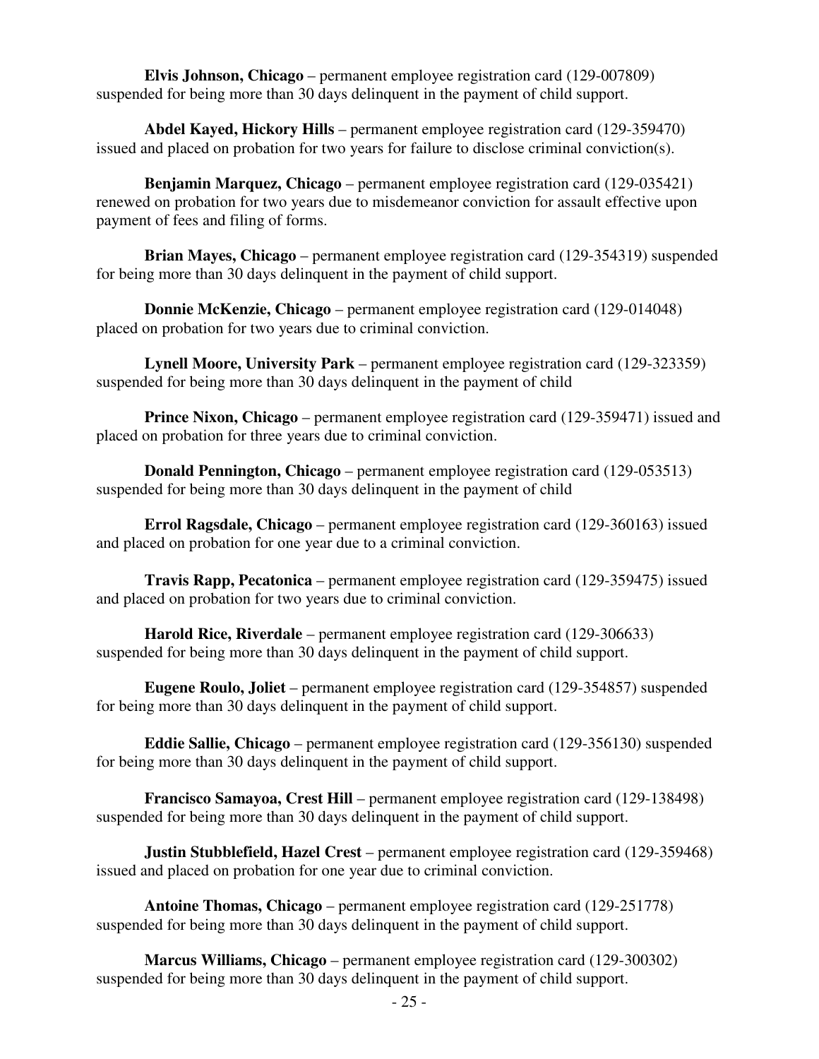**Elvis Johnson, Chicago** – permanent employee registration card (129-007809) suspended for being more than 30 days delinquent in the payment of child support.

**Abdel Kayed, Hickory Hills** – permanent employee registration card (129-359470) issued and placed on probation for two years for failure to disclose criminal conviction(s).

**Benjamin Marquez, Chicago** – permanent employee registration card (129-035421) renewed on probation for two years due to misdemeanor conviction for assault effective upon payment of fees and filing of forms.

**Brian Mayes, Chicago** – permanent employee registration card (129-354319) suspended for being more than 30 days delinquent in the payment of child support.

**Donnie McKenzie, Chicago** – permanent employee registration card (129-014048) placed on probation for two years due to criminal conviction.

**Lynell Moore, University Park** – permanent employee registration card (129-323359) suspended for being more than 30 days delinquent in the payment of child

**Prince Nixon, Chicago** – permanent employee registration card (129-359471) issued and placed on probation for three years due to criminal conviction.

**Donald Pennington, Chicago** – permanent employee registration card (129-053513) suspended for being more than 30 days delinquent in the payment of child

**Errol Ragsdale, Chicago** – permanent employee registration card (129-360163) issued and placed on probation for one year due to a criminal conviction.

**Travis Rapp, Pecatonica** – permanent employee registration card (129-359475) issued and placed on probation for two years due to criminal conviction.

**Harold Rice, Riverdale** – permanent employee registration card (129-306633) suspended for being more than 30 days delinquent in the payment of child support.

**Eugene Roulo, Joliet** – permanent employee registration card (129-354857) suspended for being more than 30 days delinquent in the payment of child support.

**Eddie Sallie, Chicago** – permanent employee registration card (129-356130) suspended for being more than 30 days delinquent in the payment of child support.

**Francisco Samayoa, Crest Hill** – permanent employee registration card (129-138498) suspended for being more than 30 days delinquent in the payment of child support.

**Justin Stubblefield, Hazel Crest** – permanent employee registration card (129-359468) issued and placed on probation for one year due to criminal conviction.

**Antoine Thomas, Chicago** – permanent employee registration card (129-251778) suspended for being more than 30 days delinquent in the payment of child support.

**Marcus Williams, Chicago** – permanent employee registration card (129-300302) suspended for being more than 30 days delinquent in the payment of child support.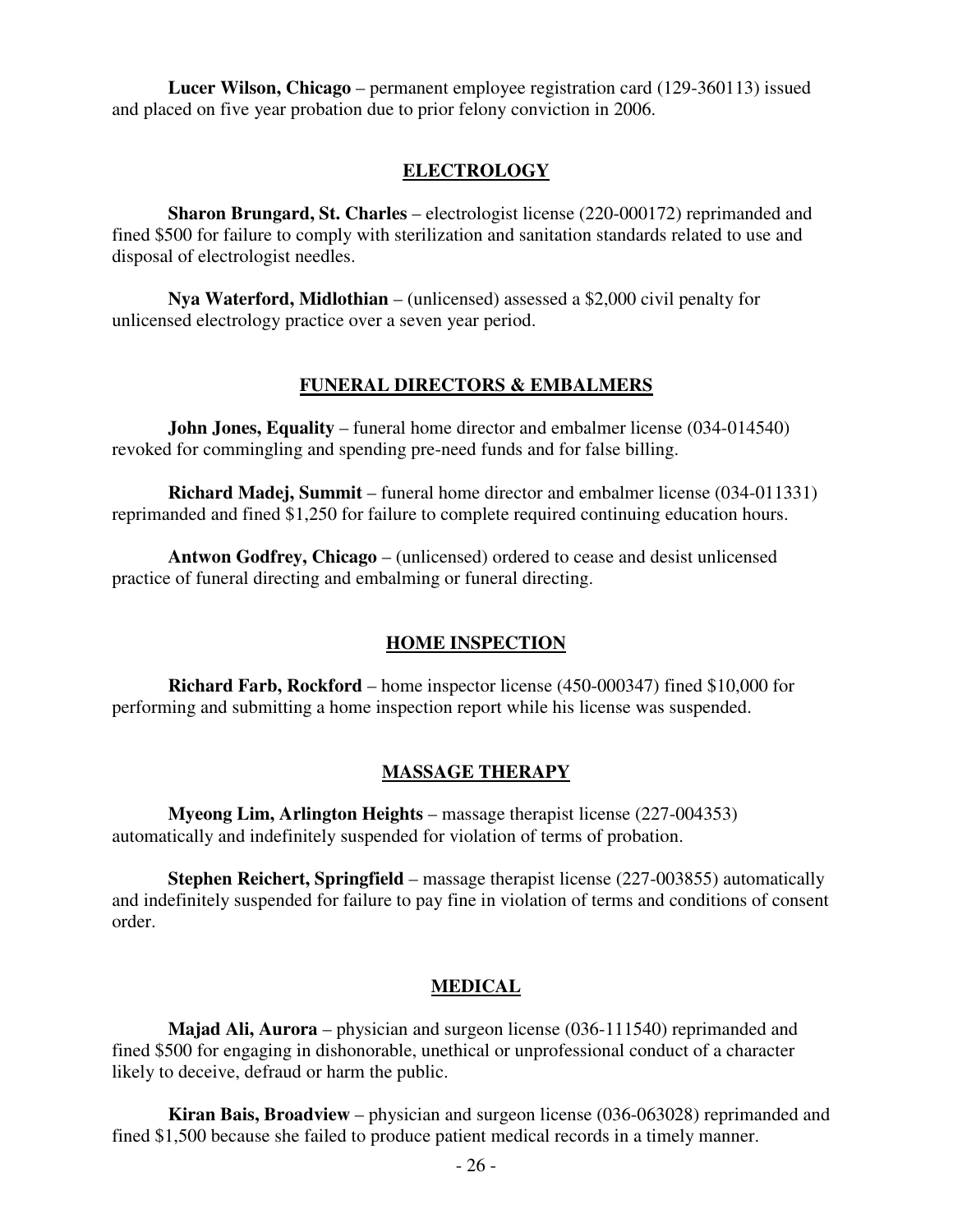**Lucer Wilson, Chicago** – permanent employee registration card (129-360113) issued and placed on five year probation due to prior felony conviction in 2006.

## ELECTROLOGY

**Sharon Brungard, St. Charles** – electrologist license (220-000172) reprimanded and fined $500 for failure to comply with sterilization and sanitation standards related to use and disposal of electrologist needles.

**Nya Waterford, Midlothian** – (unlicensed) assessed a $2,000 civil penalty for unlicensed electrology practice over a seven year period.

## FUNERAL DIRECTORS & EMBALMERS

**John Jones, Equality** – funeral home director and embalmer license (034-014540) revoked for commingling and spending pre-need funds and for false billing.

**Richard Madej, Summit** – funeral home director and embalmer license (034-011331) reprimanded and fined $1,250 for failure to complete required continuing education hours.

**Antwon Godfrey, Chicago** – (unlicensed) ordered to cease and desist unlicensed practice of funeral directing and embalming or funeral directing.

## HOME INSPECTION

**Richard Farb, Rockford** – home inspector license (450-000347) fined $10,000 for performing and submitting a home inspection report while his license was suspended.

## MASSAGE THERAPY

**Myeong Lim, Arlington Heights** – massage therapist license (227-004353) automatically and indefinitely suspended for violation of terms of probation.

**Stephen Reichert, Springfield** – massage therapist license (227-003855) automatically and indefinitely suspended for failure to pay fine in violation of terms and conditions of consent order.

## MEDICAL

**Majad Ali, Aurora** – physician and surgeon license (036-111540) reprimanded and fined $500 for engaging in dishonorable, unethical or unprofessional conduct of a character likely to deceive, defraud or harm the public.

**Kiran Bais, Broadview** – physician and surgeon license (036-063028) reprimanded and fined $1,500 because she failed to produce patient medical records in a timely manner.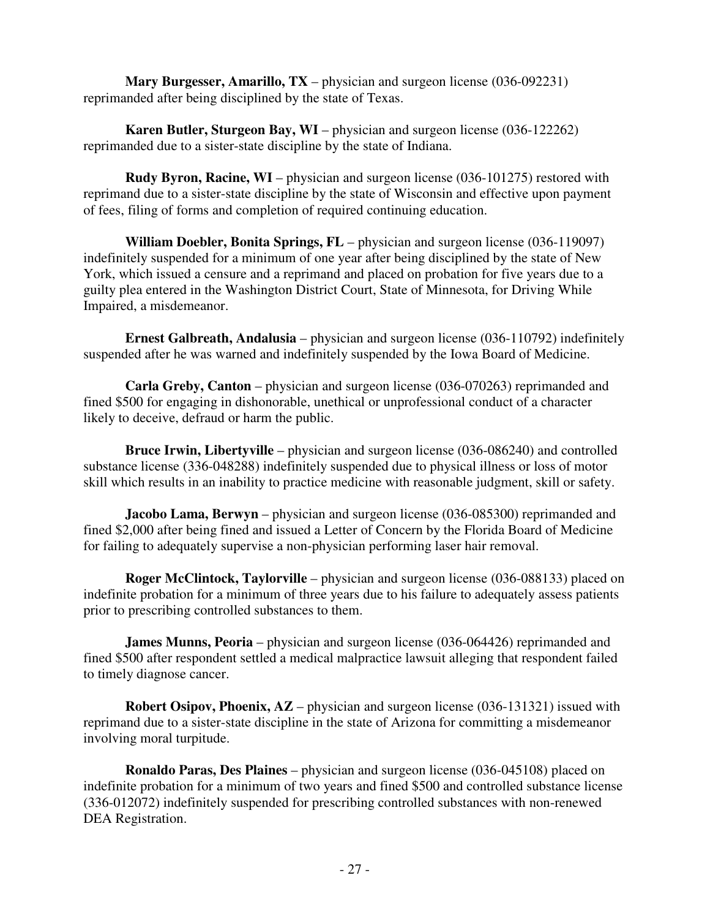**Mary Burgesser, Amarillo, TX** – physician and surgeon license (036-092231) reprimanded after being disciplined by the state of Texas.

**Karen Butler, Sturgeon Bay, WI** – physician and surgeon license (036-122262) reprimanded due to a sister-state discipline by the state of Indiana.

**Rudy Byron, Racine, WI** – physician and surgeon license (036-101275) restored with reprimand due to a sister-state discipline by the state of Wisconsin and effective upon payment of fees, filing of forms and completion of required continuing education.

**William Doebler, Bonita Springs, FL** – physician and surgeon license (036-119097) indefinitely suspended for a minimum of one year after being disciplined by the state of New York, which issued a censure and a reprimand and placed on probation for five years due to a guilty plea entered in the Washington District Court, State of Minnesota, for Driving While Impaired, a misdemeanor.

**Ernest Galbreath, Andalusia** – physician and surgeon license (036-110792) indefinitely suspended after he was warned and indefinitely suspended by the Iowa Board of Medicine.

**Carla Greby, Canton** – physician and surgeon license (036-070263) reprimanded and fined $500 for engaging in dishonorable, unethical or unprofessional conduct of a character likely to deceive, defraud or harm the public.

**Bruce Irwin, Libertyville** – physician and surgeon license (036-086240) and controlled substance license (336-048288) indefinitely suspended due to physical illness or loss of motor skill which results in an inability to practice medicine with reasonable judgment, skill or safety.

**Jacobo Lama, Berwyn** – physician and surgeon license (036-085300) reprimanded and fined $2,000 after being fined and issued a Letter of Concern by the Florida Board of Medicine for failing to adequately supervise a non-physician performing laser hair removal.

**Roger McClintock, Taylorville** – physician and surgeon license (036-088133) placed on indefinite probation for a minimum of three years due to his failure to adequately assess patients prior to prescribing controlled substances to them.

**James Munns, Peoria** – physician and surgeon license (036-064426) reprimanded and fined $500 after respondent settled a medical malpractice lawsuit alleging that respondent failed to timely diagnose cancer.

**Robert Osipov, Phoenix, AZ** – physician and surgeon license (036-131321) issued with reprimand due to a sister-state discipline in the state of Arizona for committing a misdemeanor involving moral turpitude.

**Ronaldo Paras, Des Plaines** – physician and surgeon license (036-045108) placed on indefinite probation for a minimum of two years and fined $500 and controlled substance license (336-012072) indefinitely suspended for prescribing controlled substances with non-renewed DEA Registration.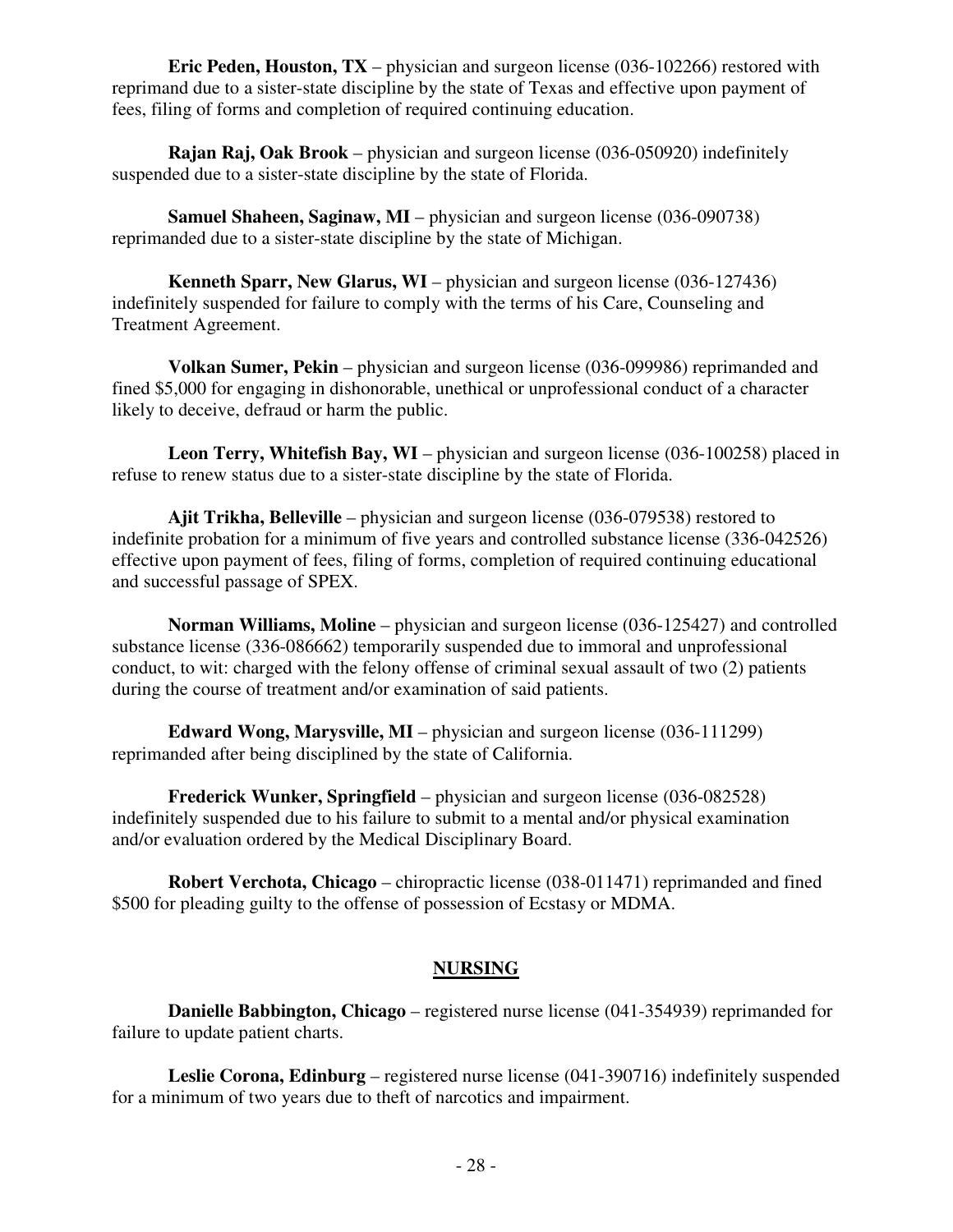**Eric Peden, Houston, TX** – physician and surgeon license (036-102266) restored with reprimand due to a sister-state discipline by the state of Texas and effective upon payment of fees, filing of forms and completion of required continuing education.

**Rajan Raj, Oak Brook** – physician and surgeon license (036-050920) indefinitely suspended due to a sister-state discipline by the state of Florida.

**Samuel Shaheen, Saginaw, MI** – physician and surgeon license (036-090738) reprimanded due to a sister-state discipline by the state of Michigan.

**Kenneth Sparr, New Glarus, WI** – physician and surgeon license (036-127436) indefinitely suspended for failure to comply with the terms of his Care, Counseling and Treatment Agreement.

**Volkan Sumer, Pekin** – physician and surgeon license (036-099986) reprimanded and fined $5,000 for engaging in dishonorable, unethical or unprofessional conduct of a character likely to deceive, defraud or harm the public.

**Leon Terry, Whitefish Bay, WI** – physician and surgeon license (036-100258) placed in refuse to renew status due to a sister-state discipline by the state of Florida.

**Ajit Trikha, Belleville** – physician and surgeon license (036-079538) restored to indefinite probation for a minimum of five years and controlled substance license (336-042526) effective upon payment of fees, filing of forms, completion of required continuing educational and successful passage of SPEX.

**Norman Williams, Moline** – physician and surgeon license (036-125427) and controlled substance license (336-086662) temporarily suspended due to immoral and unprofessional conduct, to wit: charged with the felony offense of criminal sexual assault of two (2) patients during the course of treatment and/or examination of said patients.

**Edward Wong, Marysville, MI** – physician and surgeon license (036-111299) reprimanded after being disciplined by the state of California.

**Frederick Wunker, Springfield** – physician and surgeon license (036-082528) indefinitely suspended due to his failure to submit to a mental and/or physical examination and/or evaluation ordered by the Medical Disciplinary Board.

**Robert Verchota, Chicago** – chiropractic license (038-011471) reprimanded and fined $500 for pleading guilty to the offense of possession of Ecstasy or MDMA.

## NURSING

**Danielle Babbington, Chicago** – registered nurse license (041-354939) reprimanded for failure to update patient charts.

**Leslie Corona, Edinburg** – registered nurse license (041-390716) indefinitely suspended for a minimum of two years due to theft of narcotics and impairment.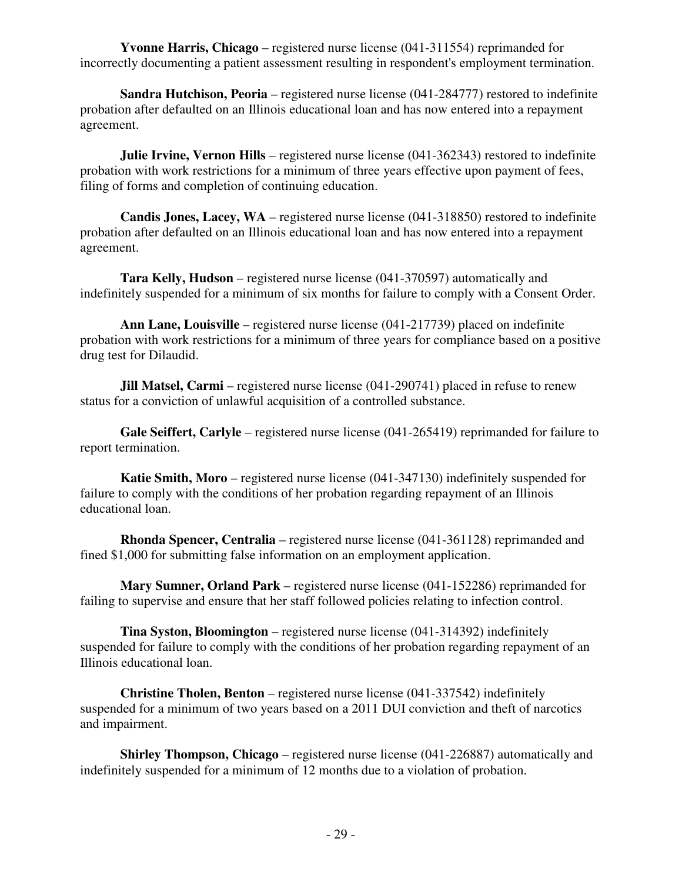**Yvonne Harris, Chicago** – registered nurse license (041-311554) reprimanded for incorrectly documenting a patient assessment resulting in respondent's employment termination.

**Sandra Hutchison, Peoria** – registered nurse license (041-284777) restored to indefinite probation after defaulted on an Illinois educational loan and has now entered into a repayment agreement.

**Julie Irvine, Vernon Hills** – registered nurse license (041-362343) restored to indefinite probation with work restrictions for a minimum of three years effective upon payment of fees, filing of forms and completion of continuing education.

**Candis Jones, Lacey, WA** – registered nurse license (041-318850) restored to indefinite probation after defaulted on an Illinois educational loan and has now entered into a repayment agreement.

**Tara Kelly, Hudson** – registered nurse license (041-370597) automatically and indefinitely suspended for a minimum of six months for failure to comply with a Consent Order.

**Ann Lane, Louisville** – registered nurse license (041-217739) placed on indefinite probation with work restrictions for a minimum of three years for compliance based on a positive drug test for Dilaudid.

**Jill Matsel, Carmi** – registered nurse license (041-290741) placed in refuse to renew status for a conviction of unlawful acquisition of a controlled substance.

**Gale Seiffert, Carlyle** – registered nurse license (041-265419) reprimanded for failure to report termination.

**Katie Smith, Moro** – registered nurse license (041-347130) indefinitely suspended for failure to comply with the conditions of her probation regarding repayment of an Illinois educational loan.

**Rhonda Spencer, Centralia** – registered nurse license (041-361128) reprimanded and fined $1,000 for submitting false information on an employment application.

**Mary Sumner, Orland Park** – registered nurse license (041-152286) reprimanded for failing to supervise and ensure that her staff followed policies relating to infection control.

**Tina Syston, Bloomington** – registered nurse license (041-314392) indefinitely suspended for failure to comply with the conditions of her probation regarding repayment of an Illinois educational loan.

**Christine Tholen, Benton** – registered nurse license (041-337542) indefinitely suspended for a minimum of two years based on a 2011 DUI conviction and theft of narcotics and impairment.

**Shirley Thompson, Chicago** – registered nurse license (041-226887) automatically and indefinitely suspended for a minimum of 12 months due to a violation of probation.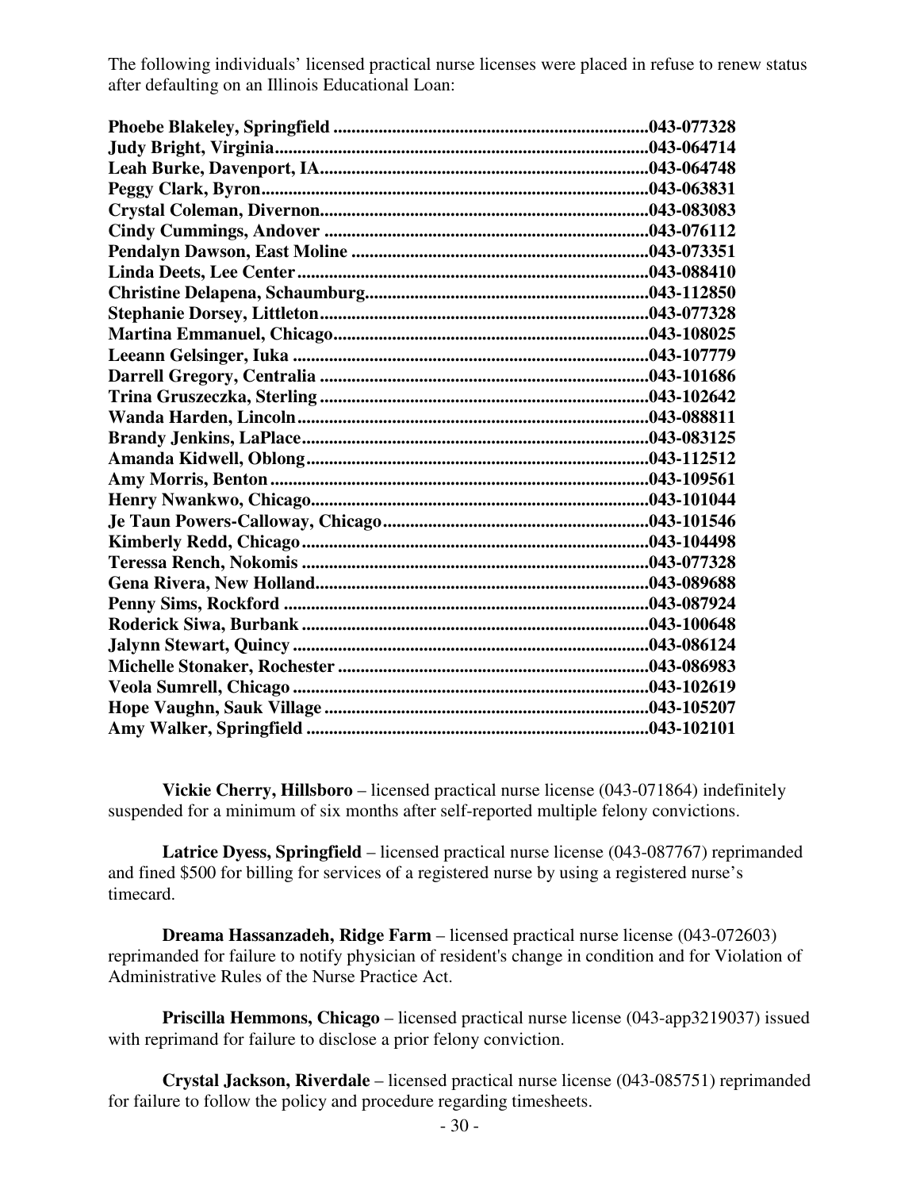The following individuals' licensed practical nurse licenses were placed in refuse to renew status after defaulting on an Illinois Educational Loan:

**Phoebe Blakeley, Springfield.....................................................................043-077328**
**Judy Bright, Virginia.................................................................................043-064714**
**Leah Burke, Davenport, IA.......................................................................043-064748**
**Peggy Clark, Byron...................................................................................043-063831**
**Crystal Coleman, Divernon.......................................................................043-083083**
**Cindy Cummings, Andover .......................................................................043-076112**
**Pendalyn Dawson, East Moline .................................................................043-073351**
**Linda Deets, Lee Center............................................................................043-088410**
**Christine Delapena, Schaumburg..............................................................043-112850**
**Stephanie Dorsey, Littleton.......................................................................043-077328**
**Martina Emmanuel, Chicago.....................................................................043-108025**
**Leeann Gelsinger, Iuka .............................................................................043-107779**
**Darrell Gregory, Centralia ........................................................................043-101686**
**Trina Gruszeczka, Sterling ........................................................................043-102642**
**Wanda Harden, Lincoln.............................................................................043-088811**
**Brandy Jenkins, LaPlace............................................................................043-083125**
**Amanda Kidwell, Oblong...........................................................................043-112512**
**Amy Morris, Benton..................................................................................043-109561**
**Henry Nwankwo, Chicago.........................................................................043-101044**
**Je Taun Powers-Calloway, Chicago..........................................................043-101546**
**Kimberly Redd, Chicago............................................................................043-104498**
**Teressa Rench, Nokomis ............................................................................043-077328**
**Gena Rivera, New Holland.........................................................................043-089688**
**Penny Sims, Rockford ................................................................................043-087924**
**Roderick Siwa, Burbank ............................................................................043-100648**
**Jalynn Stewart, Quincy.............................................................................043-086124**
**Michelle Stonaker, Rochester ...................................................................043-086983**
**Veola Sumrell, Chicago .............................................................................043-102619**
**Hope Vaughn, Sauk Village .......................................................................043-105207**
**Amy Walker, Springfield ...........................................................................043-102101**

**Vickie Cherry, Hillsboro** – licensed practical nurse license (043-071864) indefinitely suspended for a minimum of six months after self-reported multiple felony convictions.

**Latrice Dyess, Springfield** – licensed practical nurse license (043-087767) reprimanded and fined $500 for billing for services of a registered nurse by using a registered nurse's timecard.

**Dreama Hassanzadeh, Ridge Farm** – licensed practical nurse license (043-072603) reprimanded for failure to notify physician of resident's change in condition and for Violation of Administrative Rules of the Nurse Practice Act.

**Priscilla Hemmons, Chicago** – licensed practical nurse license (043-app3219037) issued with reprimand for failure to disclose a prior felony conviction.

**Crystal Jackson, Riverdale** – licensed practical nurse license (043-085751) reprimanded for failure to follow the policy and procedure regarding timesheets.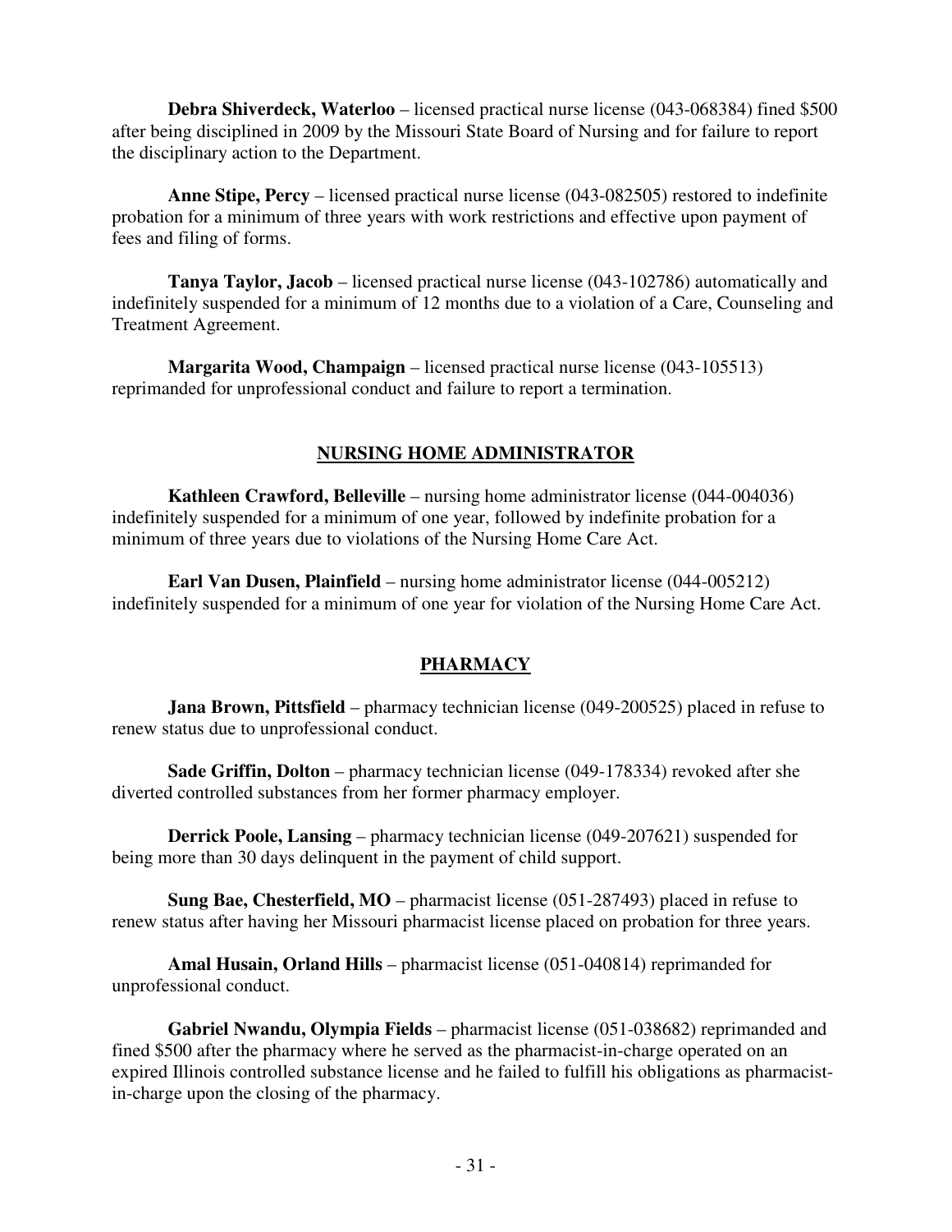**Debra Shiverdeck, Waterloo** – licensed practical nurse license (043-068384) fined $500 after being disciplined in 2009 by the Missouri State Board of Nursing and for failure to report the disciplinary action to the Department.

**Anne Stipe, Percy** – licensed practical nurse license (043-082505) restored to indefinite probation for a minimum of three years with work restrictions and effective upon payment of fees and filing of forms.

**Tanya Taylor, Jacob** – licensed practical nurse license (043-102786) automatically and indefinitely suspended for a minimum of 12 months due to a violation of a Care, Counseling and Treatment Agreement.

**Margarita Wood, Champaign** – licensed practical nurse license (043-105513) reprimanded for unprofessional conduct and failure to report a termination.

## NURSING HOME ADMINISTRATOR

**Kathleen Crawford, Belleville** – nursing home administrator license (044-004036) indefinitely suspended for a minimum of one year, followed by indefinite probation for a minimum of three years due to violations of the Nursing Home Care Act.

**Earl Van Dusen, Plainfield** – nursing home administrator license (044-005212) indefinitely suspended for a minimum of one year for violation of the Nursing Home Care Act.

## PHARMACY

**Jana Brown, Pittsfield** – pharmacy technician license (049-200525) placed in refuse to renew status due to unprofessional conduct.

**Sade Griffin, Dolton** – pharmacy technician license (049-178334) revoked after she diverted controlled substances from her former pharmacy employer.

**Derrick Poole, Lansing** – pharmacy technician license (049-207621) suspended for being more than 30 days delinquent in the payment of child support.

**Sung Bae, Chesterfield, MO** – pharmacist license (051-287493) placed in refuse to renew status after having her Missouri pharmacist license placed on probation for three years.

**Amal Husain, Orland Hills** – pharmacist license (051-040814) reprimanded for unprofessional conduct.

**Gabriel Nwandu, Olympia Fields** – pharmacist license (051-038682) reprimanded and fined $500 after the pharmacy where he served as the pharmacist-in-charge operated on an expired Illinois controlled substance license and he failed to fulfill his obligations as pharmacist-in-charge upon the closing of the pharmacy.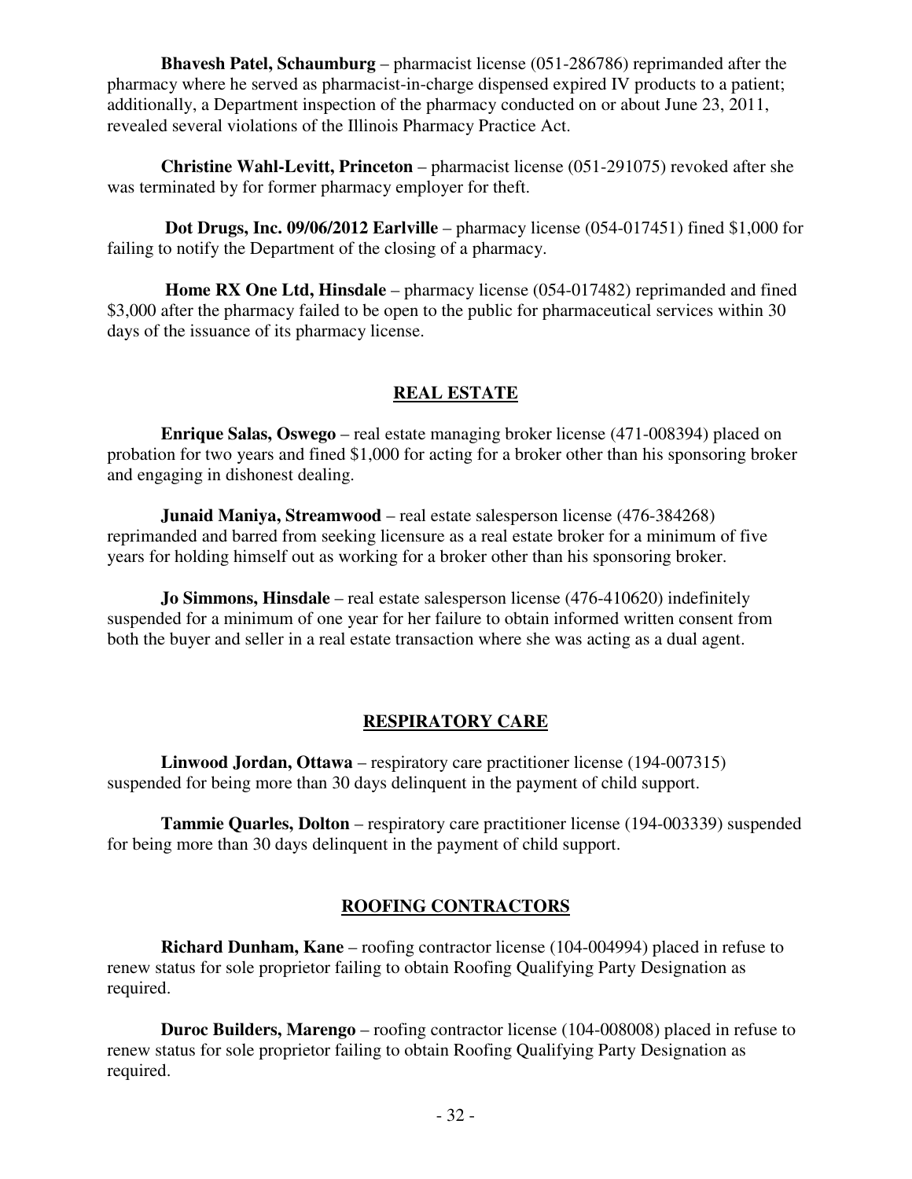**Bhavesh Patel, Schaumburg** – pharmacist license (051-286786) reprimanded after the pharmacy where he served as pharmacist-in-charge dispensed expired IV products to a patient; additionally, a Department inspection of the pharmacy conducted on or about June 23, 2011, revealed several violations of the Illinois Pharmacy Practice Act.

**Christine Wahl-Levitt, Princeton** – pharmacist license (051-291075) revoked after she was terminated by for former pharmacy employer for theft.

**Dot Drugs, Inc. 09/06/2012 Earlville** – pharmacy license (054-017451) fined $1,000 for failing to notify the Department of the closing of a pharmacy.

**Home RX One Ltd, Hinsdale** – pharmacy license (054-017482) reprimanded and fined $3,000 after the pharmacy failed to be open to the public for pharmaceutical services within 30 days of the issuance of its pharmacy license.

## REAL ESTATE

**Enrique Salas, Oswego** – real estate managing broker license (471-008394) placed on probation for two years and fined $1,000 for acting for a broker other than his sponsoring broker and engaging in dishonest dealing.

**Junaid Maniya, Streamwood** – real estate salesperson license (476-384268) reprimanded and barred from seeking licensure as a real estate broker for a minimum of five years for holding himself out as working for a broker other than his sponsoring broker.

**Jo Simmons, Hinsdale** – real estate salesperson license (476-410620) indefinitely suspended for a minimum of one year for her failure to obtain informed written consent from both the buyer and seller in a real estate transaction where she was acting as a dual agent.

## RESPIRATORY CARE

**Linwood Jordan, Ottawa** – respiratory care practitioner license (194-007315) suspended for being more than 30 days delinquent in the payment of child support.

**Tammie Quarles, Dolton** – respiratory care practitioner license (194-003339) suspended for being more than 30 days delinquent in the payment of child support.

## ROOFING CONTRACTORS

**Richard Dunham, Kane** – roofing contractor license (104-004994) placed in refuse to renew status for sole proprietor failing to obtain Roofing Qualifying Party Designation as required.

**Duroc Builders, Marengo** – roofing contractor license (104-008008) placed in refuse to renew status for sole proprietor failing to obtain Roofing Qualifying Party Designation as required.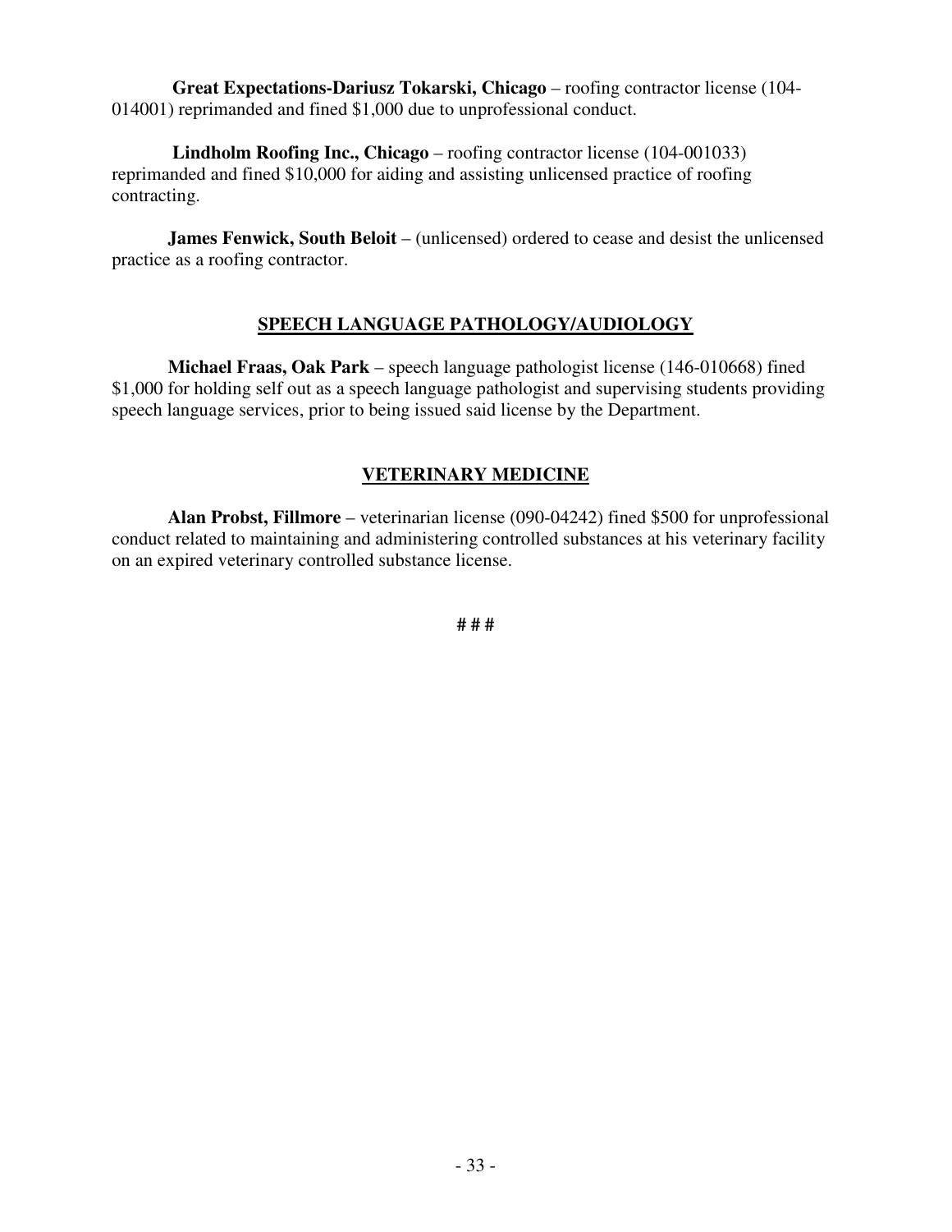**Great Expectations-Dariusz Tokarski, Chicago** – roofing contractor license (104-014001) reprimanded and fined $1,000 due to unprofessional conduct.

**Lindholm Roofing Inc., Chicago** – roofing contractor license (104-001033) reprimanded and fined $10,000 for aiding and assisting unlicensed practice of roofing contracting.

**James Fenwick, South Beloit** – (unlicensed) ordered to cease and desist the unlicensed practice as a roofing contractor.

## SPEECH LANGUAGE PATHOLOGY/AUDIOLOGY

**Michael Fraas, Oak Park** – speech language pathologist license (146-010668) fined $1,000 for holding self out as a speech language pathologist and supervising students providing speech language services, prior to being issued said license by the Department.

## VETERINARY MEDICINE

**Alan Probst, Fillmore** – veterinarian license (090-04242) fined $500 for unprofessional conduct related to maintaining and administering controlled substances at his veterinary facility on an expired veterinary controlled substance license.

# # #